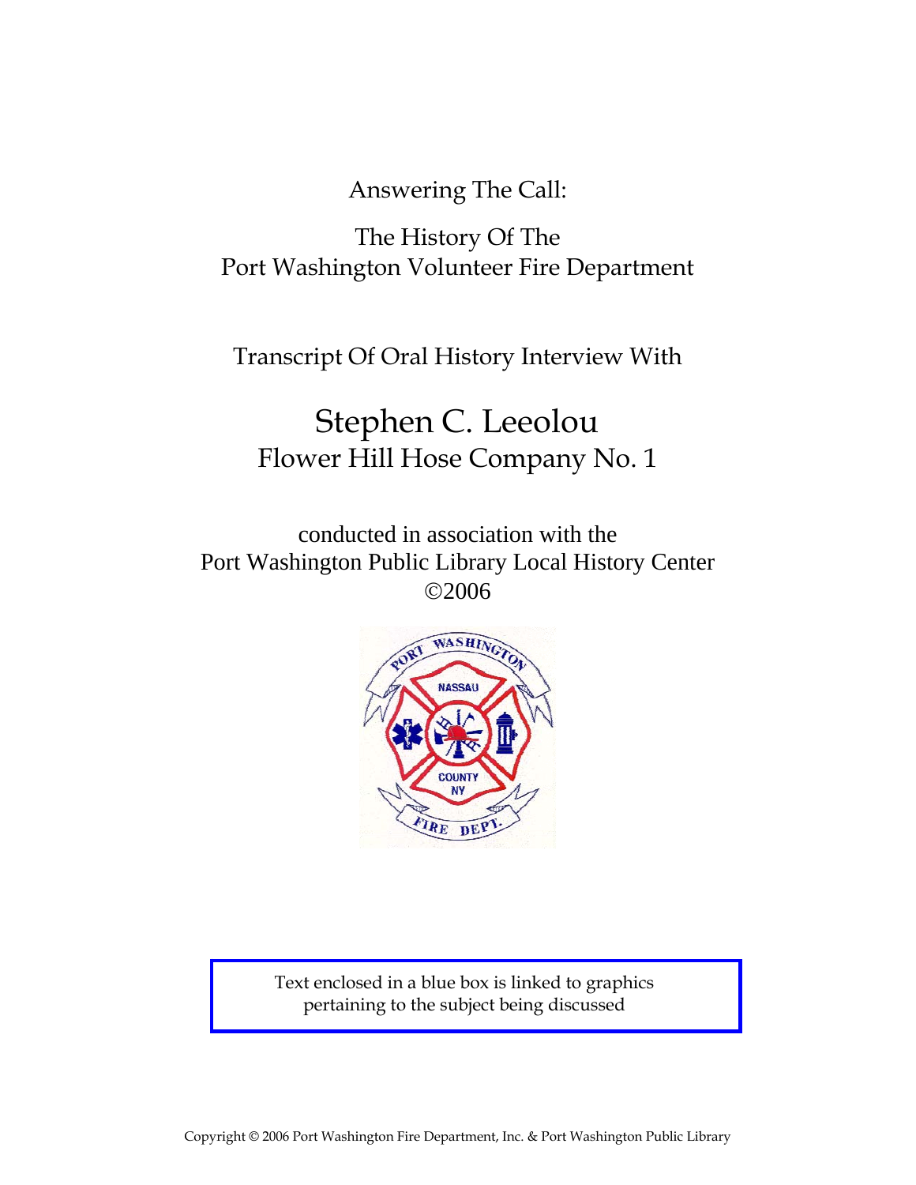Answering The Call:

The History Of The
Port Washington Volunteer Fire Department

Transcript Of Oral History Interview With

# Stephen C. Leeolou

## Flower Hill Hose Company No. 1

conducted in association with the
Port Washington Public Library Local History Center
©2006

Text enclosed in a blue box is linked to graphics pertaining to the subject being discussed

Copyright © 2006 Port Washington Fire Department, Inc. & Port Washington Public Library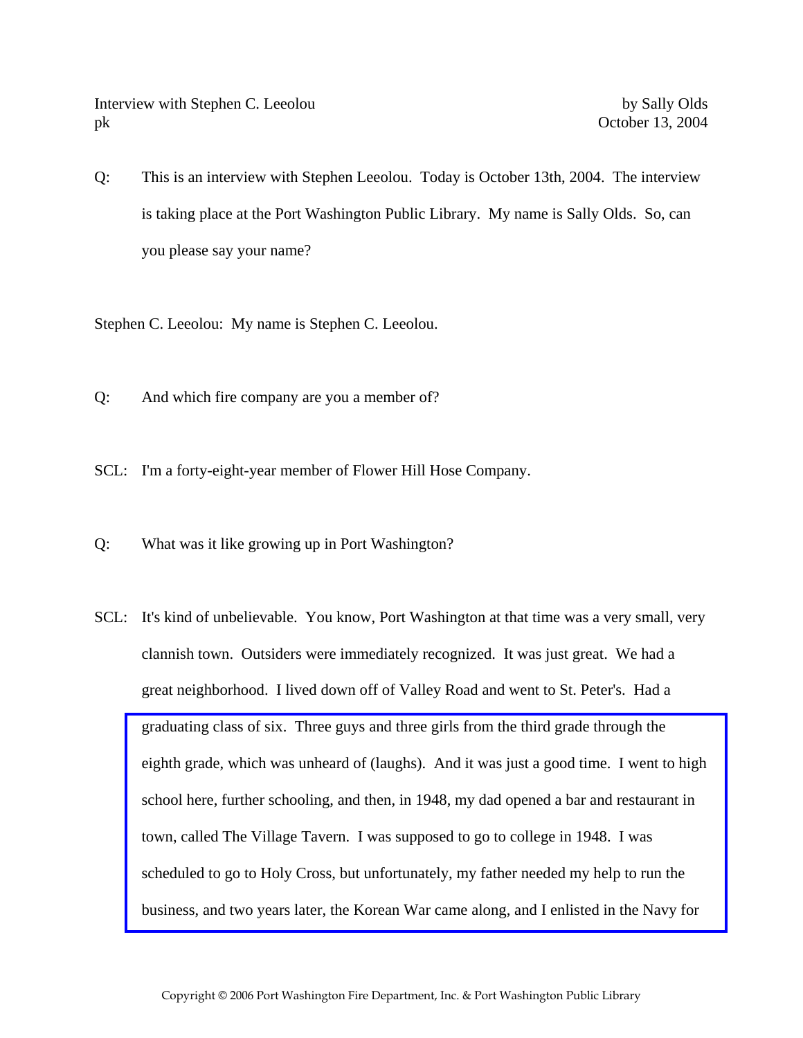Interview with Stephen C. Leeolou by Sally Olds
pk October 13, 2004

Q: This is an interview with Stephen Leeolou. Today is October 13th, 2004. The interview is taking place at the Port Washington Public Library. My name is Sally Olds. So, can you please say your name?

Stephen C. Leeolou: My name is Stephen C. Leeolou.

Q: And which fire company are you a member of?

SCL: I'm a forty-eight-year member of Flower Hill Hose Company.

Q: What was it like growing up in Port Washington?

SCL: It's kind of unbelievable. You know, Port Washington at that time was a very small, very clannish town. Outsiders were immediately recognized. It was just great. We had a great neighborhood. I lived down off of Valley Road and went to St. Peter's. Had a graduating class of six. Three guys and three girls from the third grade through the eighth grade, which was unheard of (laughs). And it was just a good time. I went to high school here, further schooling, and then, in 1948, my dad opened a bar and restaurant in town, called The Village Tavern. I was supposed to go to college in 1948. I was scheduled to go to Holy Cross, but unfortunately, my father needed my help to run the business, and two years later, the Korean War came along, and I enlisted in the Navy for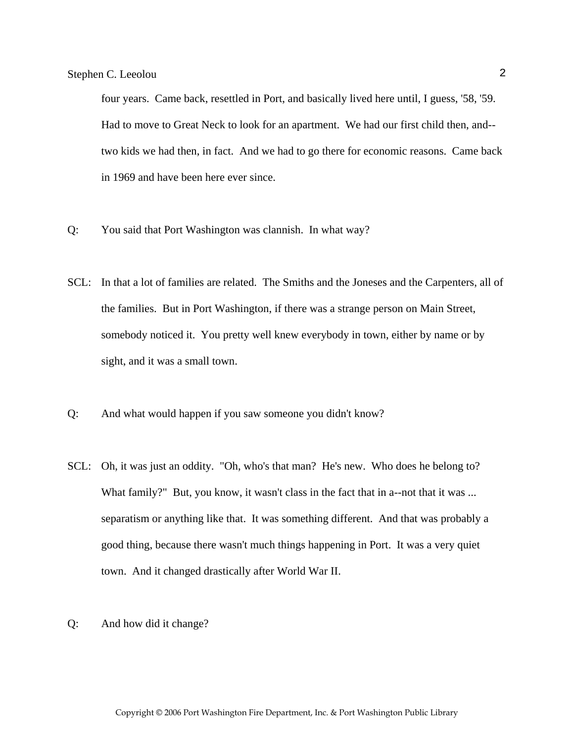four years. Came back, resettled in Port, and basically lived here until, I guess, '58, '59. Had to move to Great Neck to look for an apartment. We had our first child then, and--two kids we had then, in fact. And we had to go there for economic reasons. Came back in 1969 and have been here ever since.

Q: You said that Port Washington was clannish. In what way?

SCL: In that a lot of families are related. The Smiths and the Joneses and the Carpenters, all of the families. But in Port Washington, if there was a strange person on Main Street, somebody noticed it. You pretty well knew everybody in town, either by name or by sight, and it was a small town.

Q: And what would happen if you saw someone you didn't know?

SCL: Oh, it was just an oddity. "Oh, who's that man? He's new. Who does he belong to? What family?" But, you know, it wasn't class in the fact that in a--not that it was ... separatism or anything like that. It was something different. And that was probably a good thing, because there wasn't much things happening in Port. It was a very quiet town. And it changed drastically after World War II.

Q: And how did it change?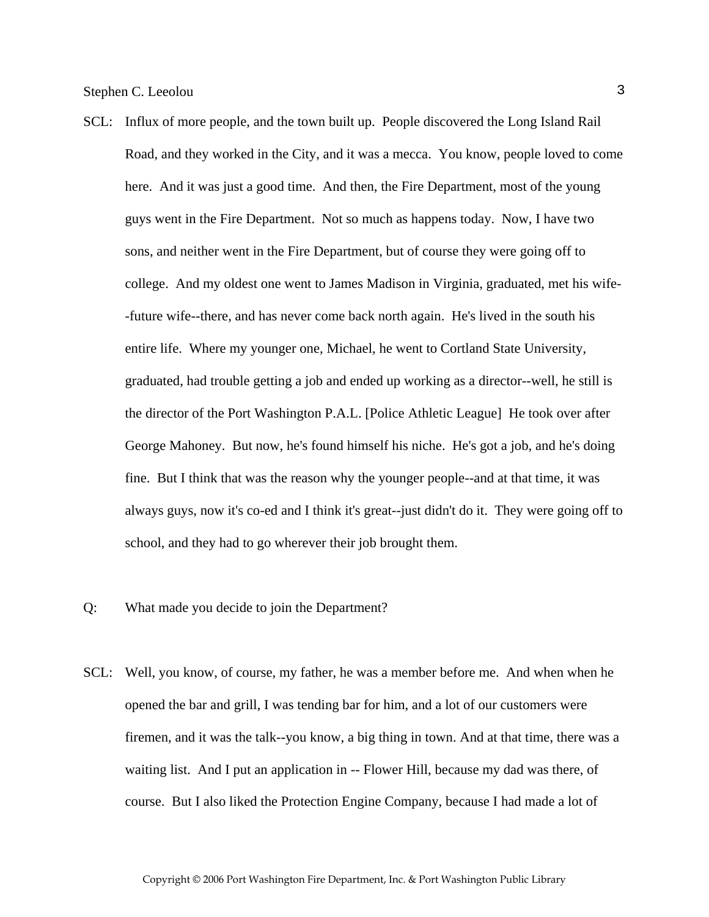SCL: Influx of more people, and the town built up. People discovered the Long Island Rail Road, and they worked in the City, and it was a mecca. You know, people loved to come here. And it was just a good time. And then, the Fire Department, most of the young guys went in the Fire Department. Not so much as happens today. Now, I have two sons, and neither went in the Fire Department, but of course they were going off to college. And my oldest one went to James Madison in Virginia, graduated, met his wife--future wife--there, and has never come back north again. He's lived in the south his entire life. Where my younger one, Michael, he went to Cortland State University, graduated, had trouble getting a job and ended up working as a director--well, he still is the director of the Port Washington P.A.L. [Police Athletic League] He took over after George Mahoney. But now, he's found himself his niche. He's got a job, and he's doing fine. But I think that was the reason why the younger people--and at that time, it was always guys, now it's co-ed and I think it's great--just didn't do it. They were going off to school, and they had to go wherever their job brought them.

Q: What made you decide to join the Department?

SCL: Well, you know, of course, my father, he was a member before me. And when when he opened the bar and grill, I was tending bar for him, and a lot of our customers were firemen, and it was the talk--you know, a big thing in town. And at that time, there was a waiting list. And I put an application in -- Flower Hill, because my dad was there, of course. But I also liked the Protection Engine Company, because I had made a lot of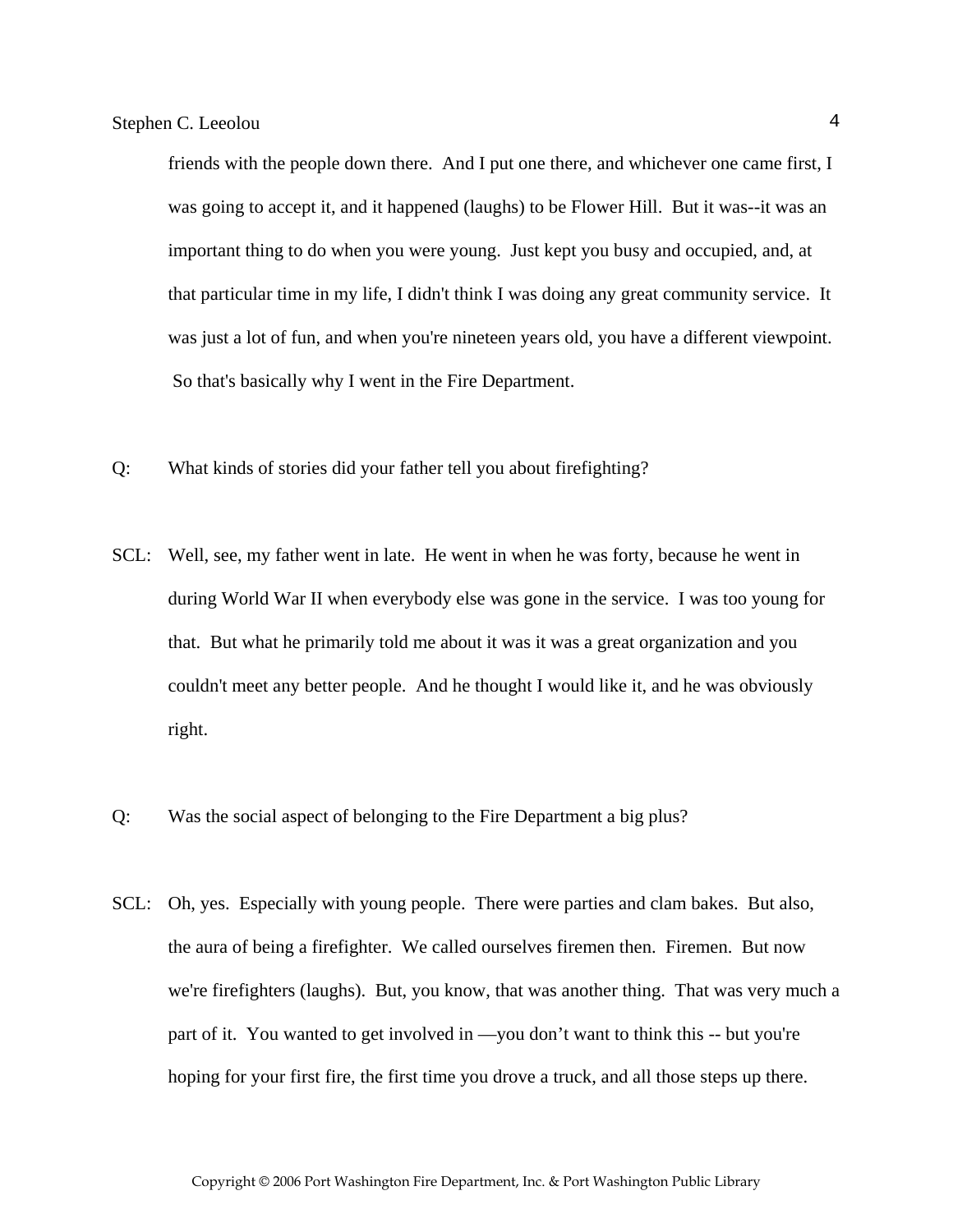friends with the people down there. And I put one there, and whichever one came first, I was going to accept it, and it happened (laughs) to be Flower Hill. But it was--it was an important thing to do when you were young. Just kept you busy and occupied, and, at that particular time in my life, I didn't think I was doing any great community service. It was just a lot of fun, and when you're nineteen years old, you have a different viewpoint. So that's basically why I went in the Fire Department.

Q: What kinds of stories did your father tell you about firefighting?

SCL: Well, see, my father went in late. He went in when he was forty, because he went in during World War II when everybody else was gone in the service. I was too young for that. But what he primarily told me about it was it was a great organization and you couldn't meet any better people. And he thought I would like it, and he was obviously right.

Q: Was the social aspect of belonging to the Fire Department a big plus?

SCL: Oh, yes. Especially with young people. There were parties and clam bakes. But also, the aura of being a firefighter. We called ourselves firemen then. Firemen. But now we're firefighters (laughs). But, you know, that was another thing. That was very much a part of it. You wanted to get involved in —you don't want to think this -- but you're hoping for your first fire, the first time you drove a truck, and all those steps up there.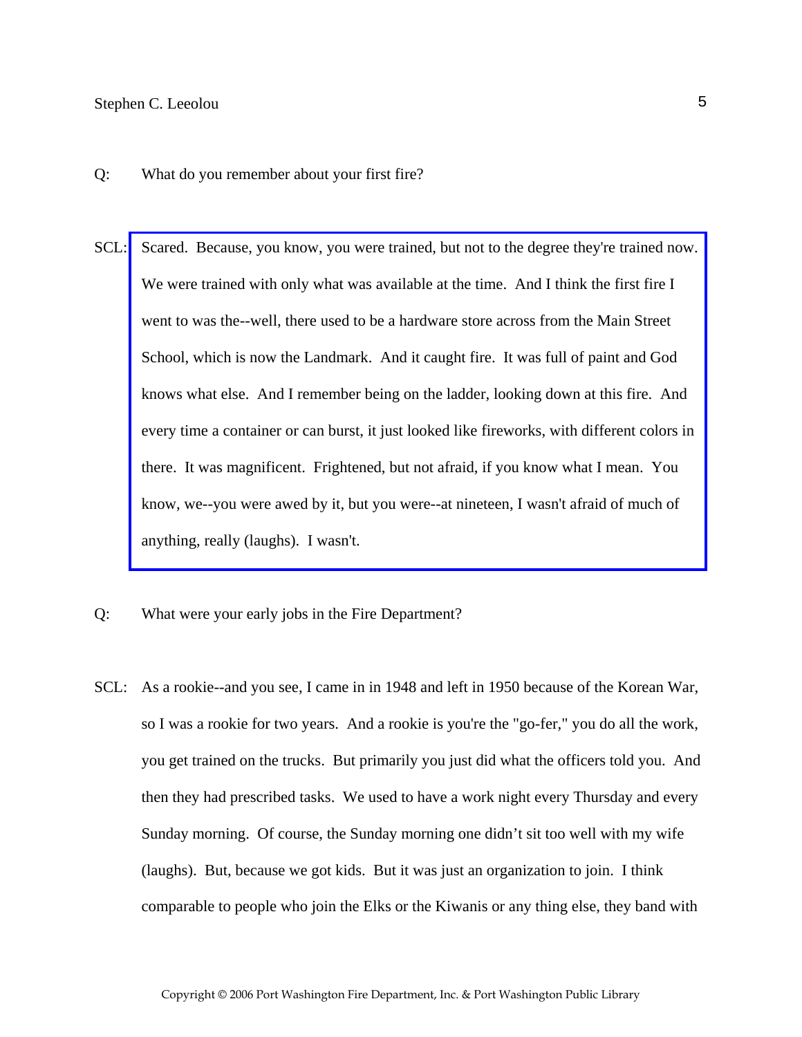Q: What do you remember about your first fire?

SCL: Scared. Because, you know, you were trained, but not to the degree they're trained now. We were trained with only what was available at the time. And I think the first fire I went to was the--well, there used to be a hardware store across from the Main Street School, which is now the Landmark. And it caught fire. It was full of paint and God knows what else. And I remember being on the ladder, looking down at this fire. And every time a container or can burst, it just looked like fireworks, with different colors in there. It was magnificent. Frightened, but not afraid, if you know what I mean. You know, we--you were awed by it, but you were--at nineteen, I wasn't afraid of much of anything, really (laughs). I wasn't.

Q: What were your early jobs in the Fire Department?

SCL: As a rookie--and you see, I came in in 1948 and left in 1950 because of the Korean War, so I was a rookie for two years. And a rookie is you're the "go-fer," you do all the work, you get trained on the trucks. But primarily you just did what the officers told you. And then they had prescribed tasks. We used to have a work night every Thursday and every Sunday morning. Of course, the Sunday morning one didn't sit too well with my wife (laughs). But, because we got kids. But it was just an organization to join. I think comparable to people who join the Elks or the Kiwanis or any thing else, they band with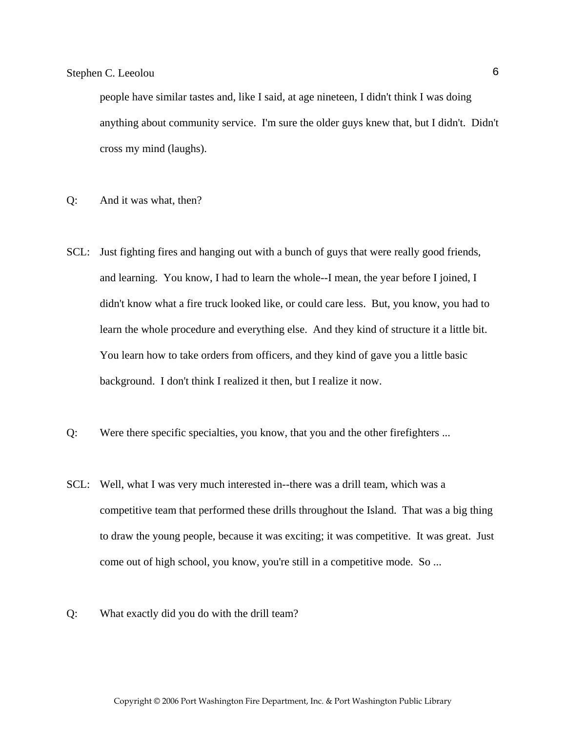people have similar tastes and, like I said, at age nineteen, I didn't think I was doing anything about community service. I'm sure the older guys knew that, but I didn't. Didn't cross my mind (laughs).

Q: And it was what, then?

SCL: Just fighting fires and hanging out with a bunch of guys that were really good friends, and learning. You know, I had to learn the whole--I mean, the year before I joined, I didn't know what a fire truck looked like, or could care less. But, you know, you had to learn the whole procedure and everything else. And they kind of structure it a little bit. You learn how to take orders from officers, and they kind of gave you a little basic background. I don't think I realized it then, but I realize it now.

Q: Were there specific specialties, you know, that you and the other firefighters ...

SCL: Well, what I was very much interested in--there was a drill team, which was a competitive team that performed these drills throughout the Island. That was a big thing to draw the young people, because it was exciting; it was competitive. It was great. Just come out of high school, you know, you're still in a competitive mode. So ...

Q: What exactly did you do with the drill team?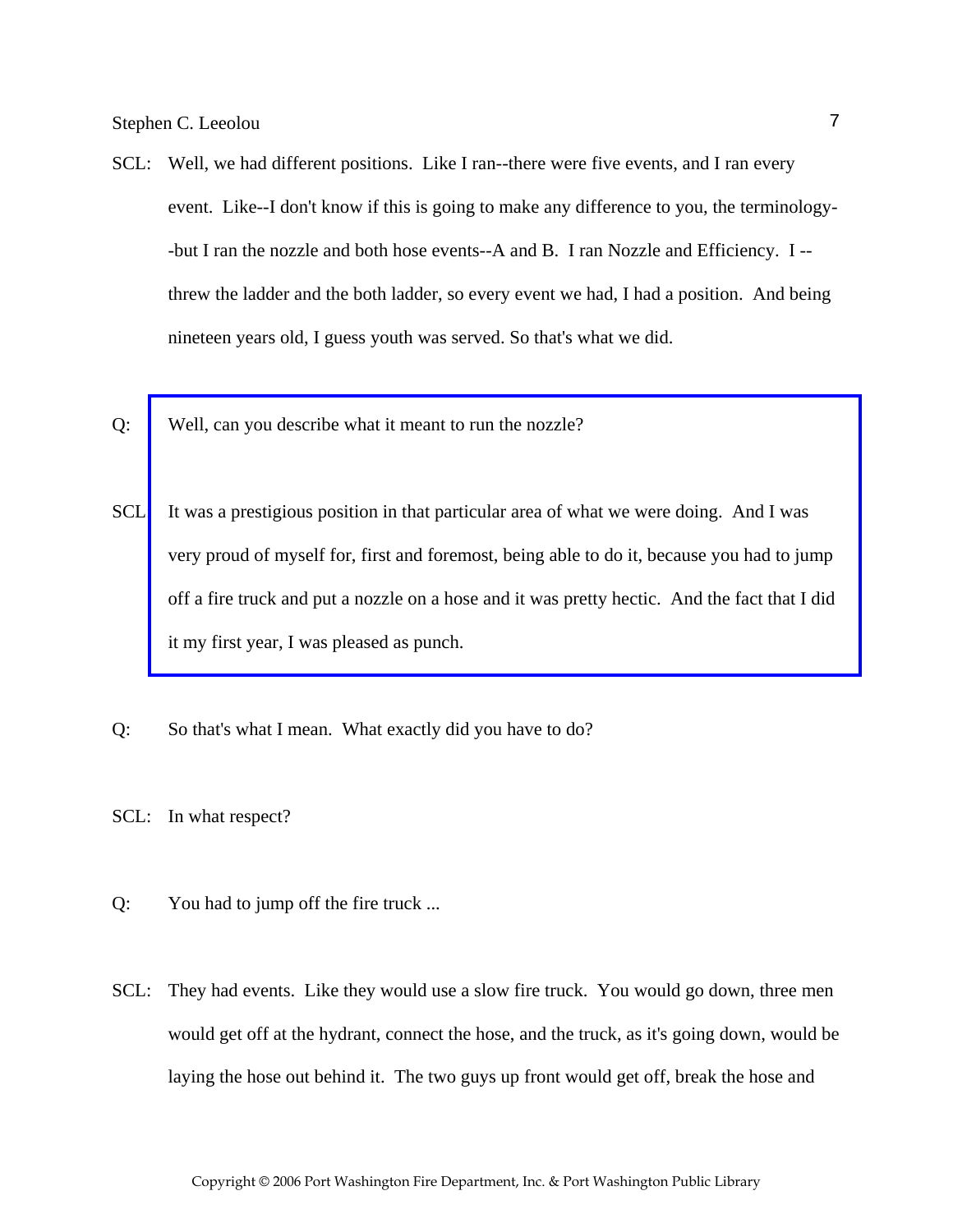SCL: Well, we had different positions. Like I ran--there were five events, and I ran every event. Like--I don't know if this is going to make any difference to you, the terminology--but I ran the nozzle and both hose events--A and B. I ran Nozzle and Efficiency. I --threw the ladder and the both ladder, so every event we had, I had a position. And being nineteen years old, I guess youth was served. So that's what we did.

Q: Well, can you describe what it meant to run the nozzle?

SCL: It was a prestigious position in that particular area of what we were doing. And I was very proud of myself for, first and foremost, being able to do it, because you had to jump off a fire truck and put a nozzle on a hose and it was pretty hectic. And the fact that I did it my first year, I was pleased as punch.

Q: So that's what I mean. What exactly did you have to do?

SCL: In what respect?

Q: You had to jump off the fire truck ...

SCL: They had events. Like they would use a slow fire truck. You would go down, three men would get off at the hydrant, connect the hose, and the truck, as it's going down, would be laying the hose out behind it. The two guys up front would get off, break the hose and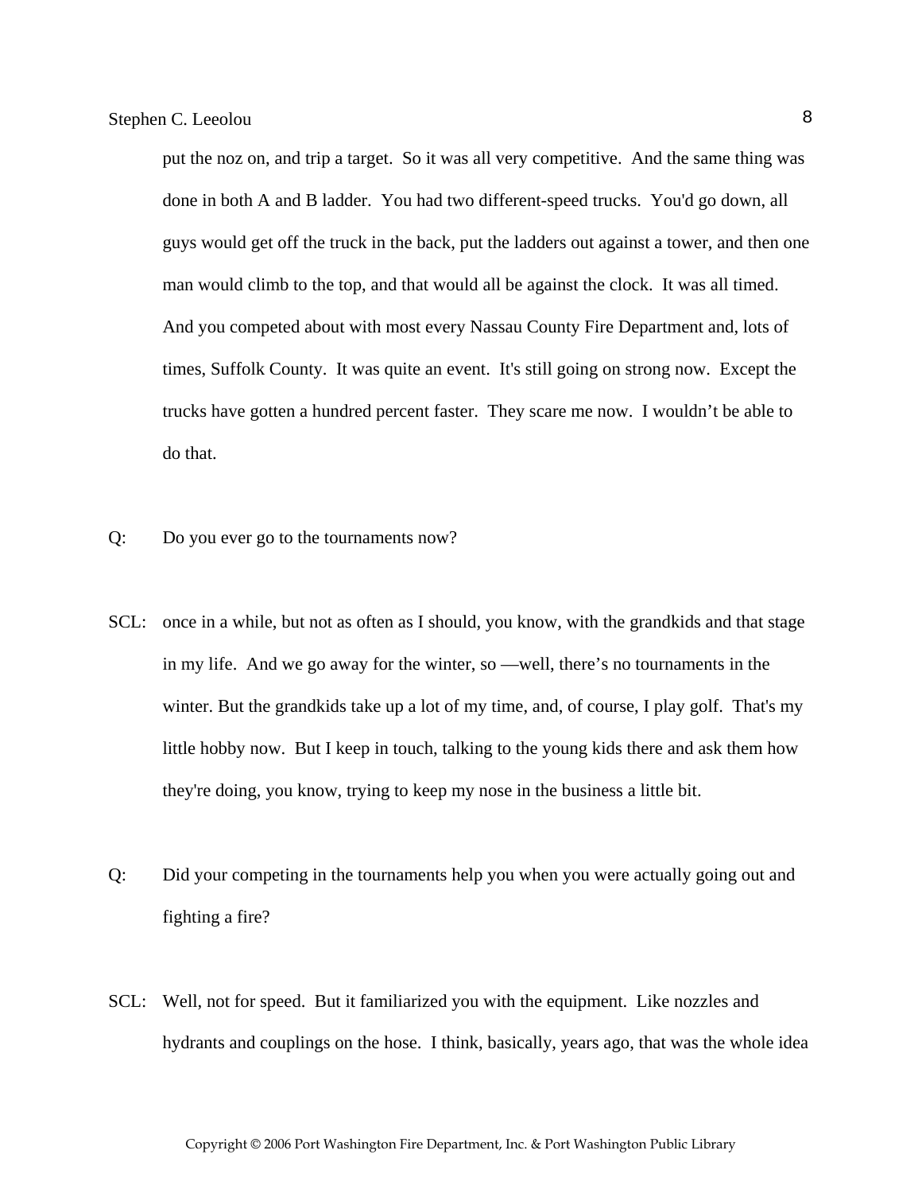put the noz on, and trip a target. So it was all very competitive. And the same thing was done in both A and B ladder. You had two different-speed trucks. You'd go down, all guys would get off the truck in the back, put the ladders out against a tower, and then one man would climb to the top, and that would all be against the clock. It was all timed. And you competed about with most every Nassau County Fire Department and, lots of times, Suffolk County. It was quite an event. It's still going on strong now. Except the trucks have gotten a hundred percent faster. They scare me now. I wouldn't be able to do that.

Q: Do you ever go to the tournaments now?

SCL: once in a while, but not as often as I should, you know, with the grandkids and that stage in my life. And we go away for the winter, so —well, there's no tournaments in the winter. But the grandkids take up a lot of my time, and, of course, I play golf. That's my little hobby now. But I keep in touch, talking to the young kids there and ask them how they're doing, you know, trying to keep my nose in the business a little bit.

Q: Did your competing in the tournaments help you when you were actually going out and fighting a fire?

SCL: Well, not for speed. But it familiarized you with the equipment. Like nozzles and hydrants and couplings on the hose. I think, basically, years ago, that was the whole idea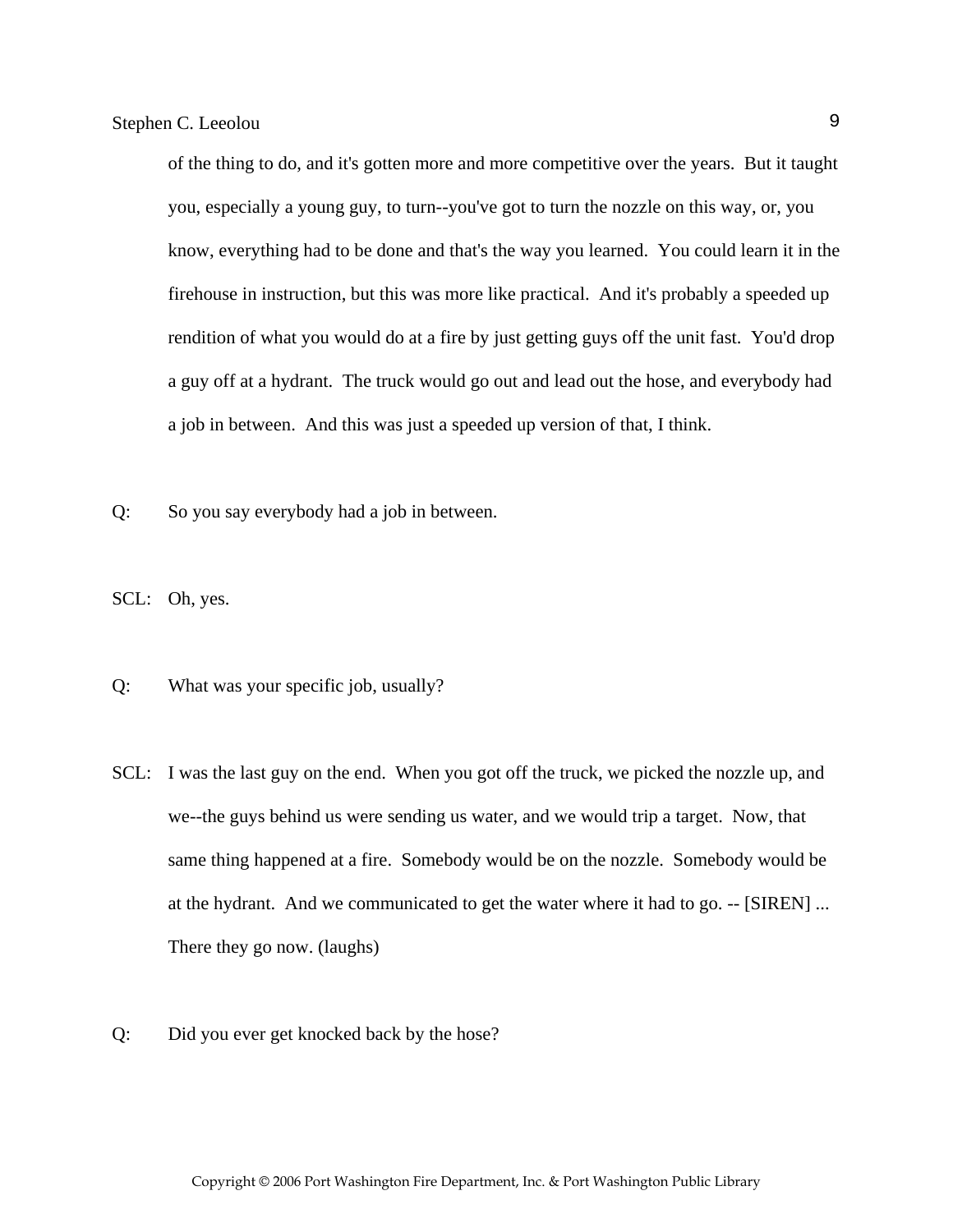of the thing to do, and it's gotten more and more competitive over the years. But it taught you, especially a young guy, to turn--you've got to turn the nozzle on this way, or, you know, everything had to be done and that's the way you learned. You could learn it in the firehouse in instruction, but this was more like practical. And it's probably a speeded up rendition of what you would do at a fire by just getting guys off the unit fast. You'd drop a guy off at a hydrant. The truck would go out and lead out the hose, and everybody had a job in between. And this was just a speeded up version of that, I think.

Q: So you say everybody had a job in between.

SCL: Oh, yes.

Q: What was your specific job, usually?

SCL: I was the last guy on the end. When you got off the truck, we picked the nozzle up, and we--the guys behind us were sending us water, and we would trip a target. Now, that same thing happened at a fire. Somebody would be on the nozzle. Somebody would be at the hydrant. And we communicated to get the water where it had to go. -- [SIREN] ... There they go now. (laughs)

Q: Did you ever get knocked back by the hose?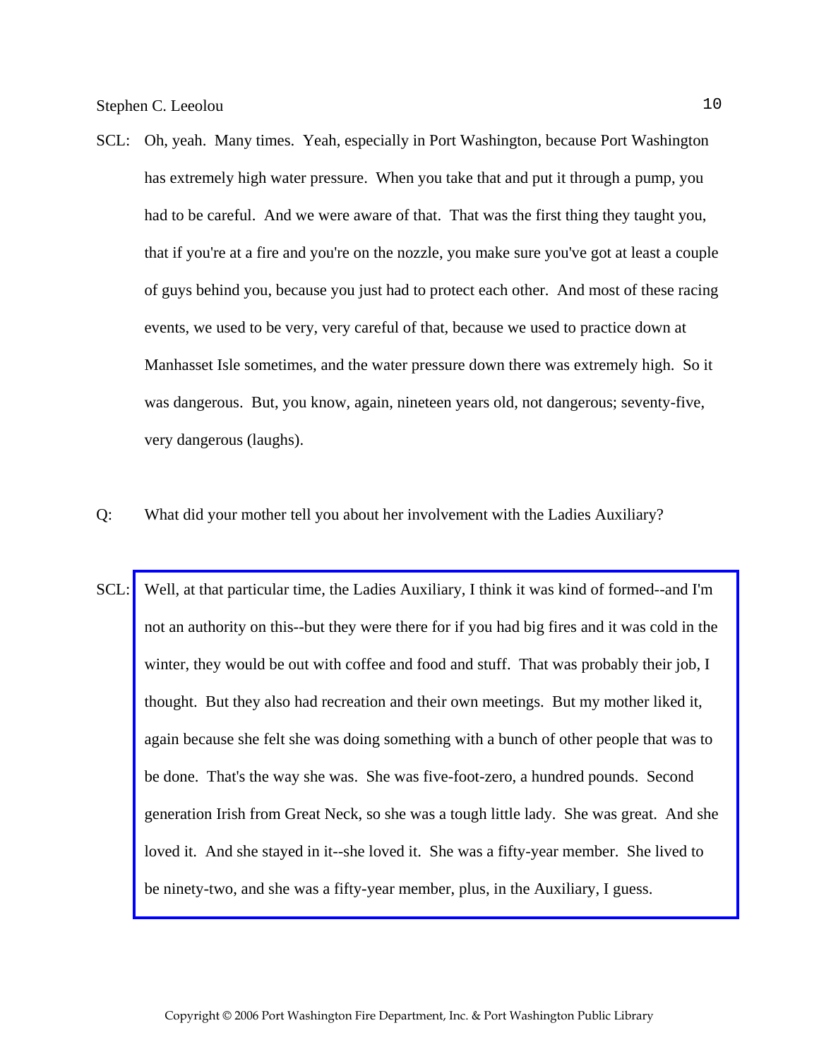SCL: Oh, yeah. Many times. Yeah, especially in Port Washington, because Port Washington has extremely high water pressure. When you take that and put it through a pump, you had to be careful. And we were aware of that. That was the first thing they taught you, that if you're at a fire and you're on the nozzle, you make sure you've got at least a couple of guys behind you, because you just had to protect each other. And most of these racing events, we used to be very, very careful of that, because we used to practice down at Manhasset Isle sometimes, and the water pressure down there was extremely high. So it was dangerous. But, you know, again, nineteen years old, not dangerous; seventy-five, very dangerous (laughs).

Q: What did your mother tell you about her involvement with the Ladies Auxiliary?

SCL: Well, at that particular time, the Ladies Auxiliary, I think it was kind of formed--and I'm not an authority on this--but they were there for if you had big fires and it was cold in the winter, they would be out with coffee and food and stuff. That was probably their job, I thought. But they also had recreation and their own meetings. But my mother liked it, again because she felt she was doing something with a bunch of other people that was to be done. That's the way she was. She was five-foot-zero, a hundred pounds. Second generation Irish from Great Neck, so she was a tough little lady. She was great. And she loved it. And she stayed in it--she loved it. She was a fifty-year member. She lived to be ninety-two, and she was a fifty-year member, plus, in the Auxiliary, I guess.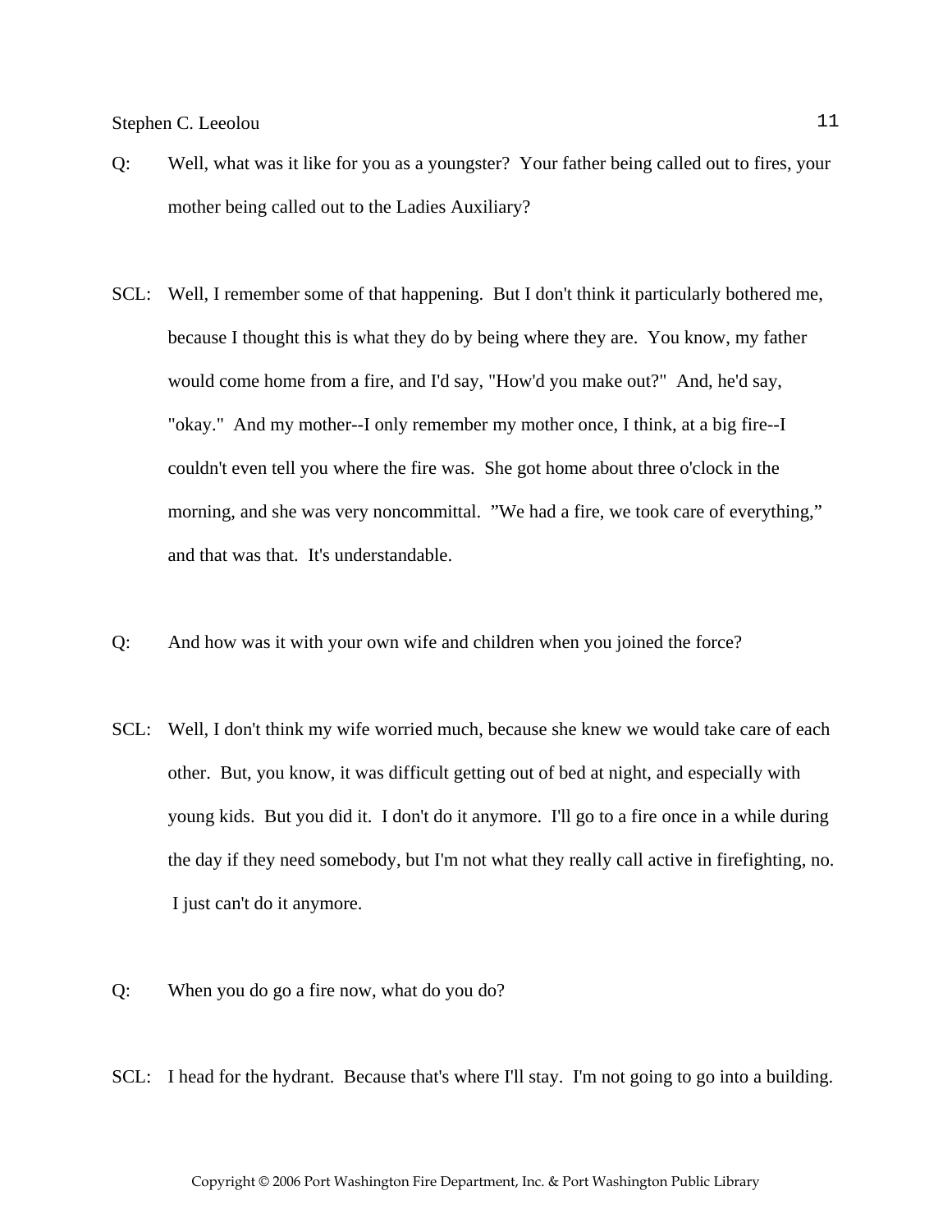Q: Well, what was it like for you as a youngster? Your father being called out to fires, your mother being called out to the Ladies Auxiliary?

SCL: Well, I remember some of that happening. But I don't think it particularly bothered me, because I thought this is what they do by being where they are. You know, my father would come home from a fire, and I'd say, "How'd you make out?" And, he'd say, "okay." And my mother--I only remember my mother once, I think, at a big fire--I couldn't even tell you where the fire was. She got home about three o'clock in the morning, and she was very noncommittal. "We had a fire, we took care of everything," and that was that. It's understandable.

Q: And how was it with your own wife and children when you joined the force?

SCL: Well, I don't think my wife worried much, because she knew we would take care of each other. But, you know, it was difficult getting out of bed at night, and especially with young kids. But you did it. I don't do it anymore. I'll go to a fire once in a while during the day if they need somebody, but I'm not what they really call active in firefighting, no. I just can't do it anymore.

Q: When you do go a fire now, what do you do?

SCL: I head for the hydrant. Because that's where I'll stay. I'm not going to go into a building.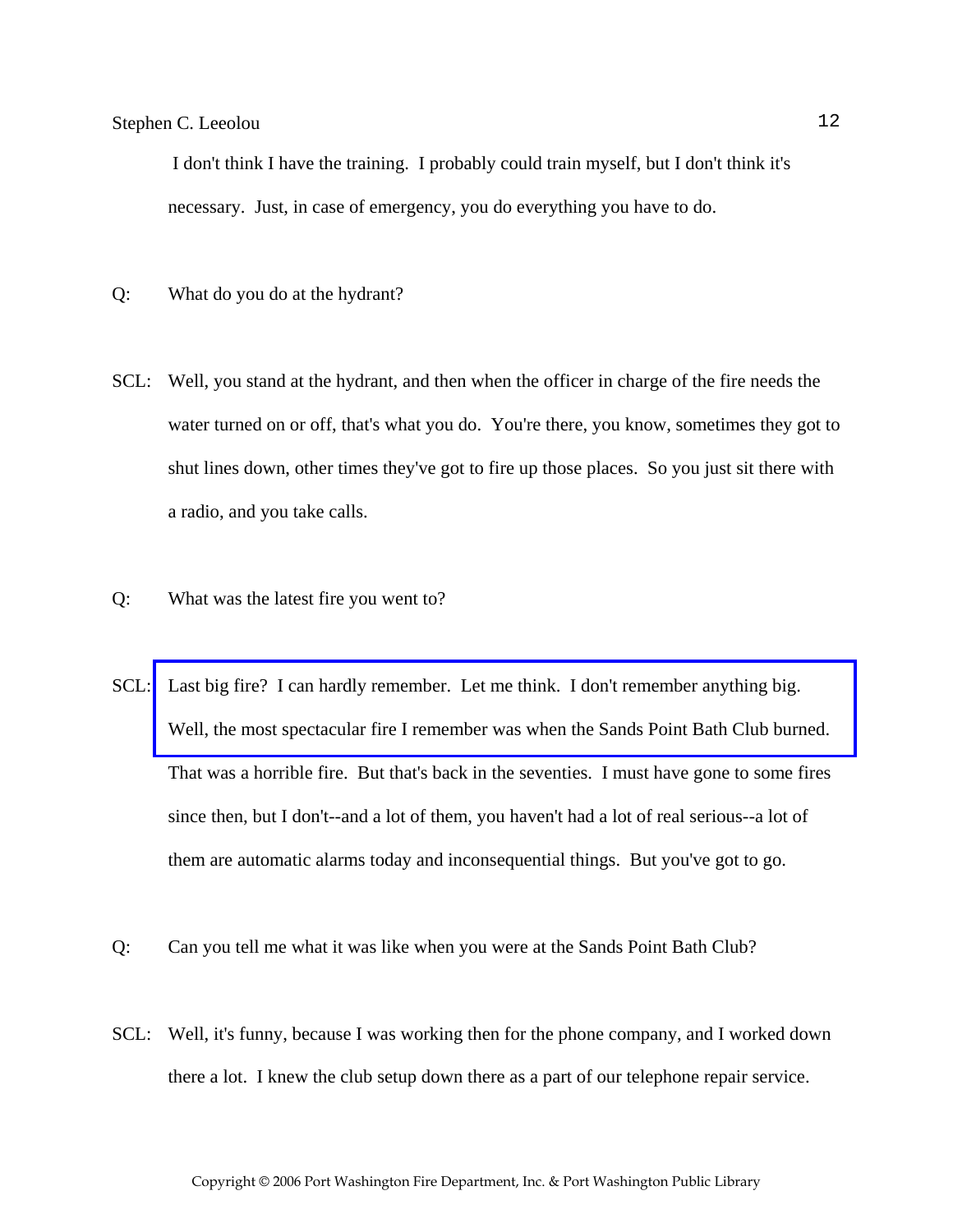I don't think I have the training. I probably could train myself, but I don't think it's necessary. Just, in case of emergency, you do everything you have to do.

Q: What do you do at the hydrant?

SCL: Well, you stand at the hydrant, and then when the officer in charge of the fire needs the water turned on or off, that's what you do. You're there, you know, sometimes they got to shut lines down, other times they've got to fire up those places. So you just sit there with a radio, and you take calls.

Q: What was the latest fire you went to?

SCL: Last big fire? I can hardly remember. Let me think. I don't remember anything big. Well, the most spectacular fire I remember was when the Sands Point Bath Club burned. That was a horrible fire. But that's back in the seventies. I must have gone to some fires since then, but I don't--and a lot of them, you haven't had a lot of real serious--a lot of them are automatic alarms today and inconsequential things. But you've got to go.

Q: Can you tell me what it was like when you were at the Sands Point Bath Club?

SCL: Well, it's funny, because I was working then for the phone company, and I worked down there a lot. I knew the club setup down there as a part of our telephone repair service.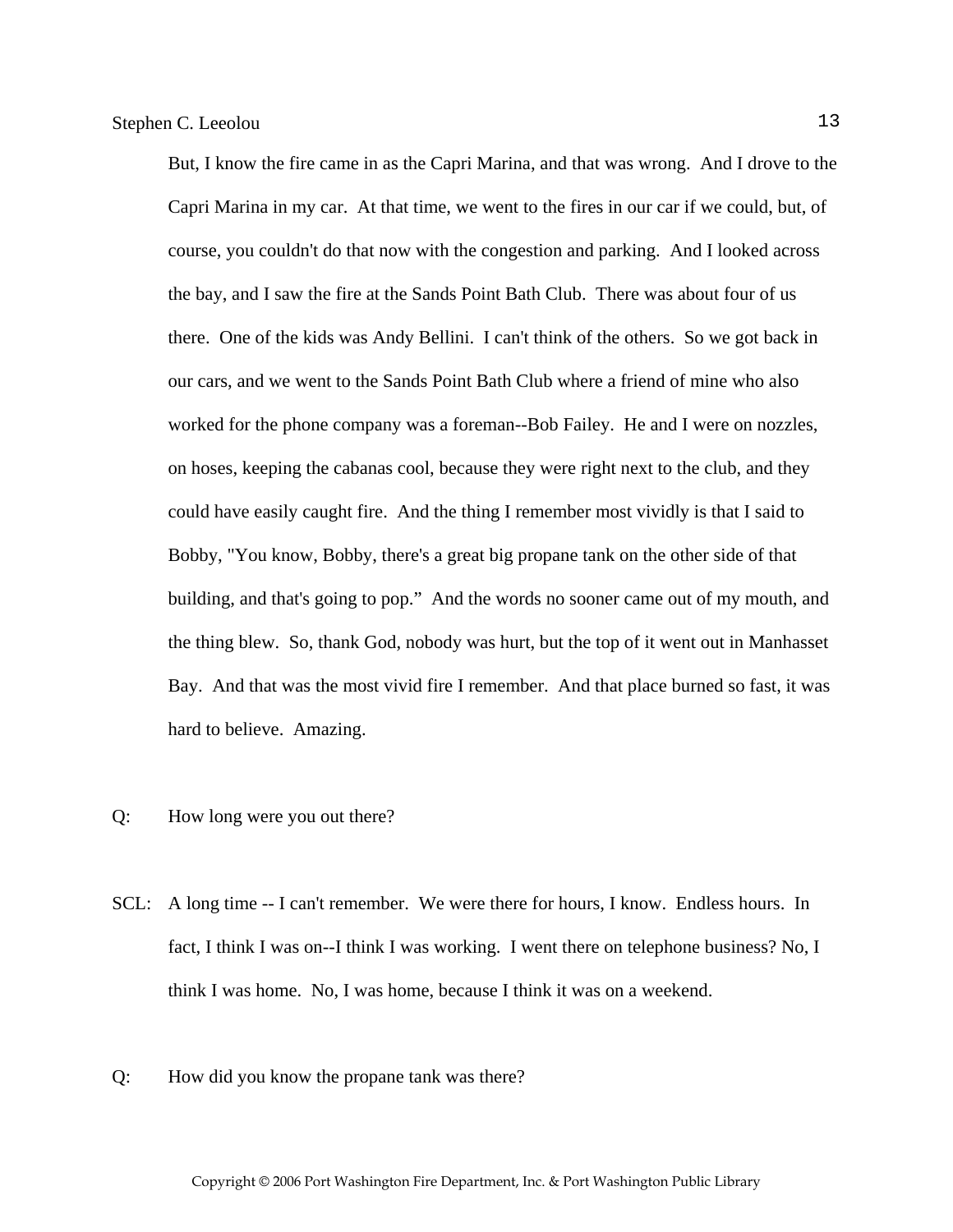But, I know the fire came in as the Capri Marina, and that was wrong. And I drove to the Capri Marina in my car. At that time, we went to the fires in our car if we could, but, of course, you couldn't do that now with the congestion and parking. And I looked across the bay, and I saw the fire at the Sands Point Bath Club. There was about four of us there. One of the kids was Andy Bellini. I can't think of the others. So we got back in our cars, and we went to the Sands Point Bath Club where a friend of mine who also worked for the phone company was a foreman--Bob Failey. He and I were on nozzles, on hoses, keeping the cabanas cool, because they were right next to the club, and they could have easily caught fire. And the thing I remember most vividly is that I said to Bobby, "You know, Bobby, there's a great big propane tank on the other side of that building, and that's going to pop." And the words no sooner came out of my mouth, and the thing blew. So, thank God, nobody was hurt, but the top of it went out in Manhasset Bay. And that was the most vivid fire I remember. And that place burned so fast, it was hard to believe. Amazing.

Q: How long were you out there?

SCL: A long time -- I can't remember. We were there for hours, I know. Endless hours. In fact, I think I was on--I think I was working. I went there on telephone business? No, I think I was home. No, I was home, because I think it was on a weekend.

Q: How did you know the propane tank was there?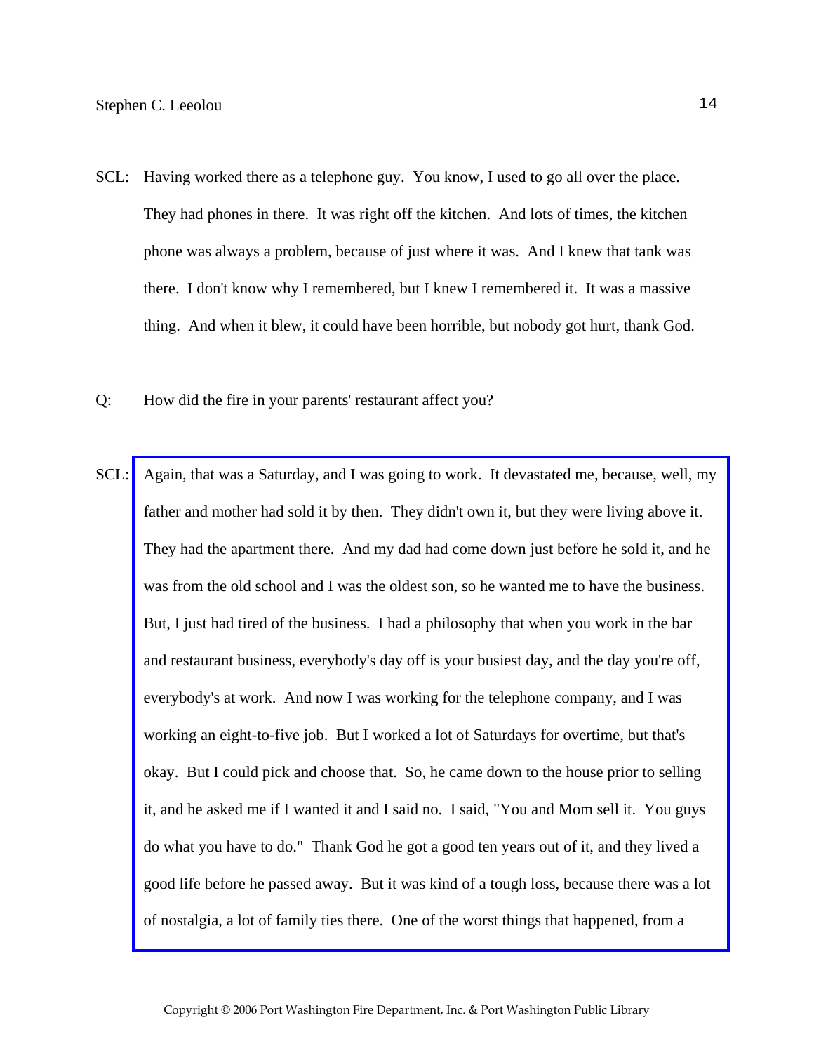SCL: Having worked there as a telephone guy. You know, I used to go all over the place. They had phones in there. It was right off the kitchen. And lots of times, the kitchen phone was always a problem, because of just where it was. And I knew that tank was there. I don't know why I remembered, but I knew I remembered it. It was a massive thing. And when it blew, it could have been horrible, but nobody got hurt, thank God.

Q: How did the fire in your parents' restaurant affect you?

SCL: Again, that was a Saturday, and I was going to work. It devastated me, because, well, my father and mother had sold it by then. They didn't own it, but they were living above it. They had the apartment there. And my dad had come down just before he sold it, and he was from the old school and I was the oldest son, so he wanted me to have the business. But, I just had tired of the business. I had a philosophy that when you work in the bar and restaurant business, everybody's day off is your busiest day, and the day you're off, everybody's at work. And now I was working for the telephone company, and I was working an eight-to-five job. But I worked a lot of Saturdays for overtime, but that's okay. But I could pick and choose that. So, he came down to the house prior to selling it, and he asked me if I wanted it and I said no. I said, "You and Mom sell it. You guys do what you have to do." Thank God he got a good ten years out of it, and they lived a good life before he passed away. But it was kind of a tough loss, because there was a lot of nostalgia, a lot of family ties there. One of the worst things that happened, from a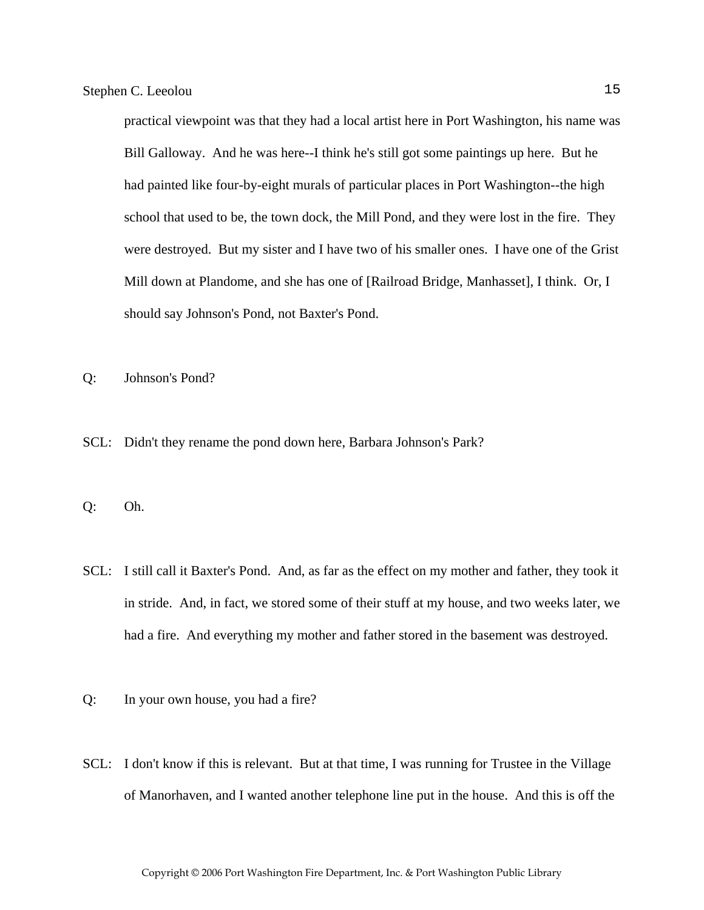practical viewpoint was that they had a local artist here in Port Washington, his name was Bill Galloway. And he was here--I think he's still got some paintings up here. But he had painted like four-by-eight murals of particular places in Port Washington--the high school that used to be, the town dock, the Mill Pond, and they were lost in the fire. They were destroyed. But my sister and I have two of his smaller ones. I have one of the Grist Mill down at Plandome, and she has one of [Railroad Bridge, Manhasset], I think. Or, I should say Johnson's Pond, not Baxter's Pond.

Q: Johnson's Pond?

SCL: Didn't they rename the pond down here, Barbara Johnson's Park?

Q: Oh.

SCL: I still call it Baxter's Pond. And, as far as the effect on my mother and father, they took it in stride. And, in fact, we stored some of their stuff at my house, and two weeks later, we had a fire. And everything my mother and father stored in the basement was destroyed.

Q: In your own house, you had a fire?

SCL: I don't know if this is relevant. But at that time, I was running for Trustee in the Village of Manorhaven, and I wanted another telephone line put in the house. And this is off the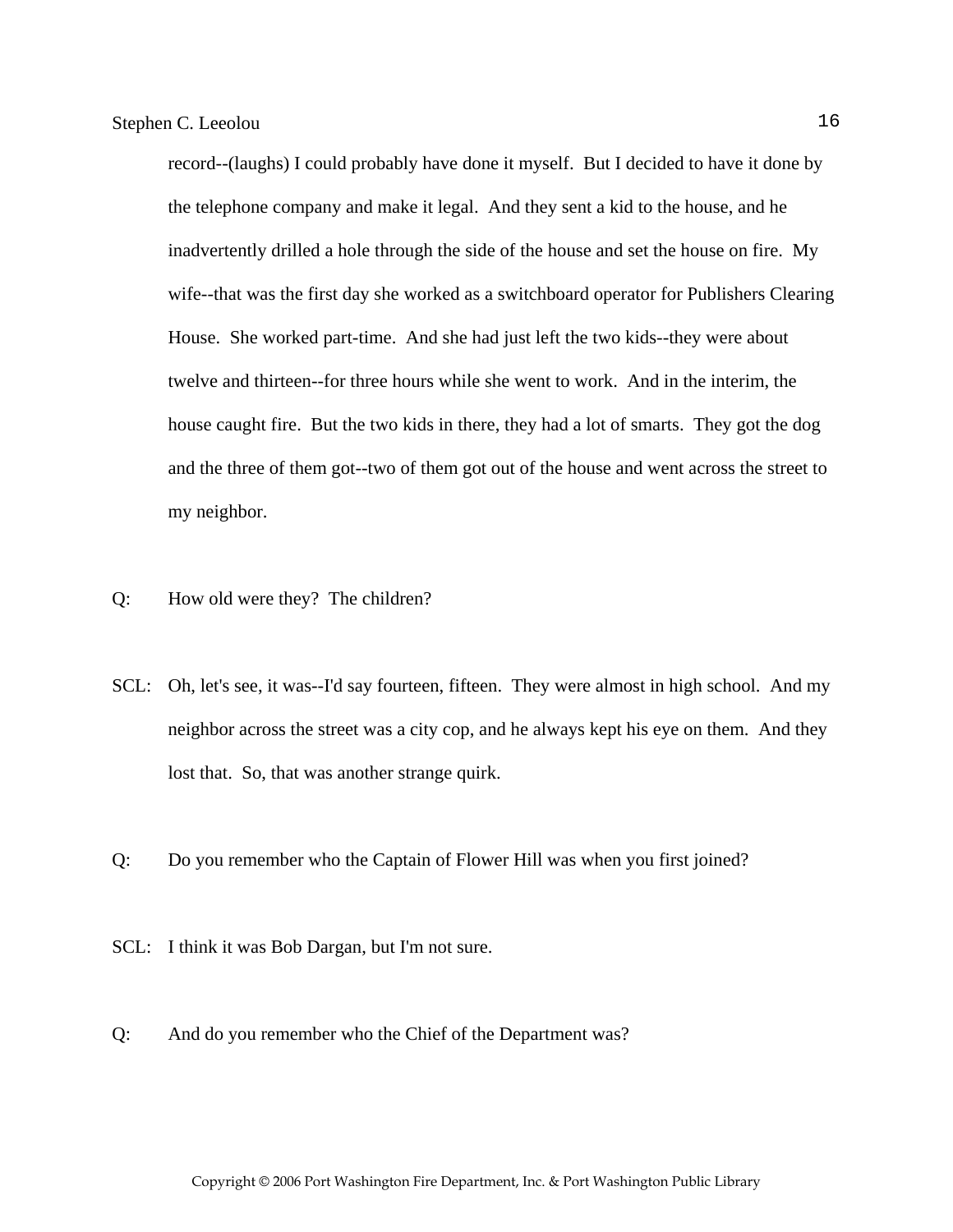record--(laughs) I could probably have done it myself. But I decided to have it done by the telephone company and make it legal. And they sent a kid to the house, and he inadvertently drilled a hole through the side of the house and set the house on fire. My wife--that was the first day she worked as a switchboard operator for Publishers Clearing House. She worked part-time. And she had just left the two kids--they were about twelve and thirteen--for three hours while she went to work. And in the interim, the house caught fire. But the two kids in there, they had a lot of smarts. They got the dog and the three of them got--two of them got out of the house and went across the street to my neighbor.

Q: How old were they? The children?

SCL: Oh, let's see, it was--I'd say fourteen, fifteen. They were almost in high school. And my neighbor across the street was a city cop, and he always kept his eye on them. And they lost that. So, that was another strange quirk.

Q: Do you remember who the Captain of Flower Hill was when you first joined?

SCL: I think it was Bob Dargan, but I'm not sure.

Q: And do you remember who the Chief of the Department was?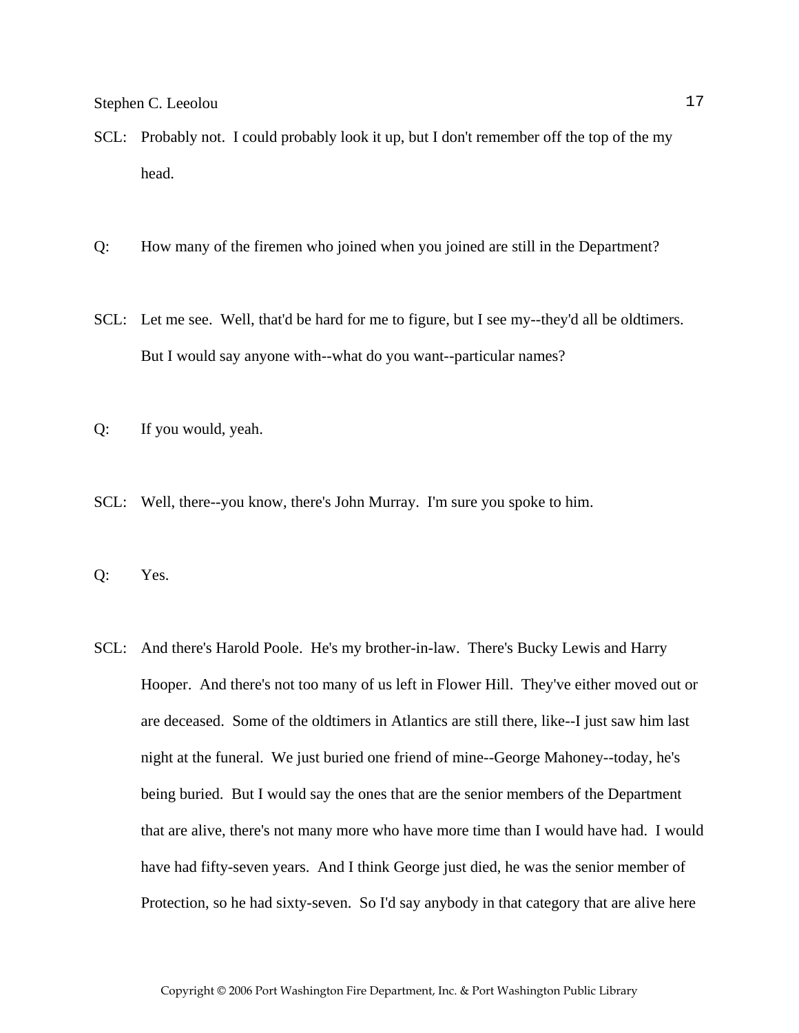SCL: Probably not. I could probably look it up, but I don't remember off the top of the my head.

Q: How many of the firemen who joined when you joined are still in the Department?

SCL: Let me see. Well, that'd be hard for me to figure, but I see my--they'd all be oldtimers. But I would say anyone with--what do you want--particular names?

Q: If you would, yeah.

SCL: Well, there--you know, there's John Murray. I'm sure you spoke to him.

Q: Yes.

SCL: And there's Harold Poole. He's my brother-in-law. There's Bucky Lewis and Harry Hooper. And there's not too many of us left in Flower Hill. They've either moved out or are deceased. Some of the oldtimers in Atlantics are still there, like--I just saw him last night at the funeral. We just buried one friend of mine--George Mahoney--today, he's being buried. But I would say the ones that are the senior members of the Department that are alive, there's not many more who have more time than I would have had. I would have had fifty-seven years. And I think George just died, he was the senior member of Protection, so he had sixty-seven. So I'd say anybody in that category that are alive here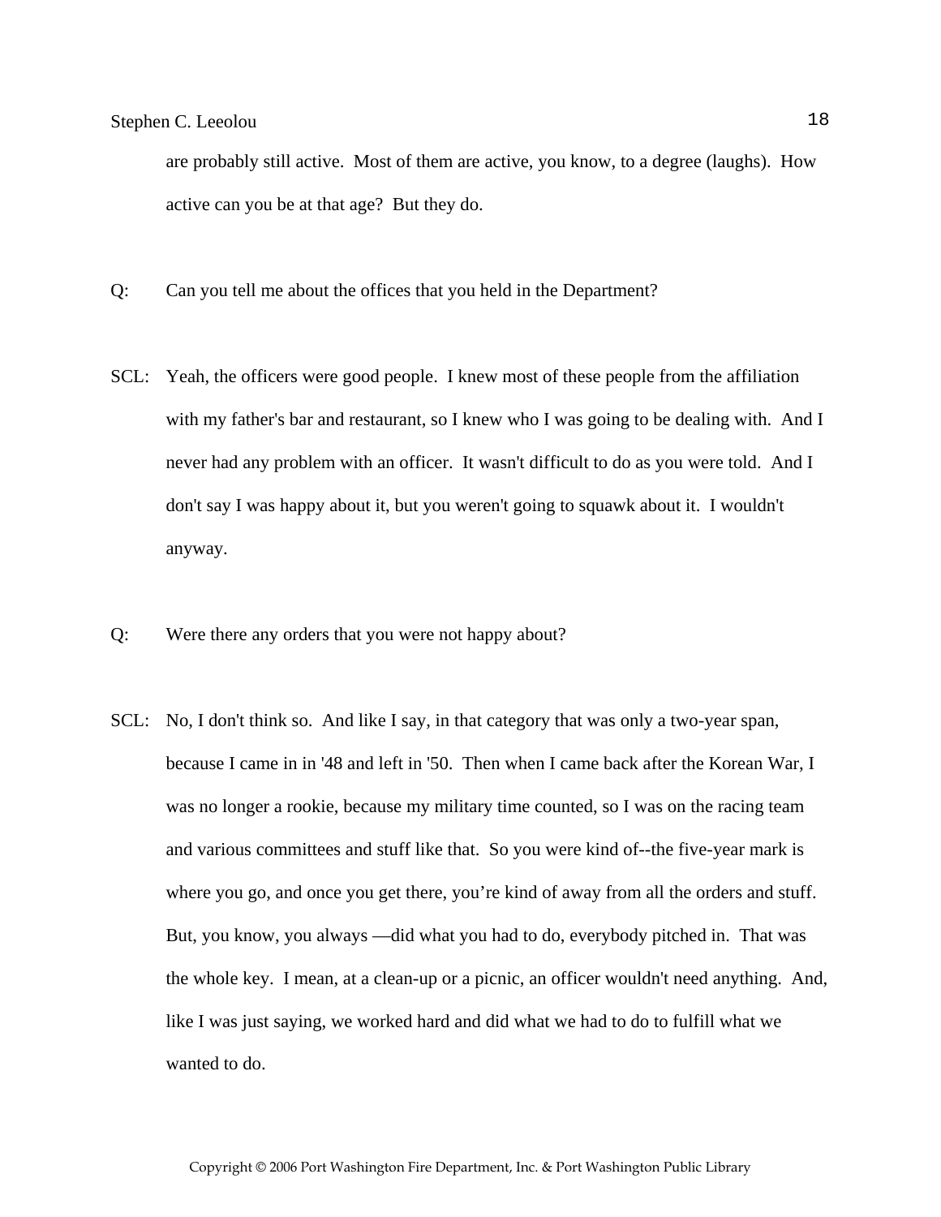are probably still active. Most of them are active, you know, to a degree (laughs). How active can you be at that age? But they do.

Q: Can you tell me about the offices that you held in the Department?

SCL: Yeah, the officers were good people. I knew most of these people from the affiliation with my father's bar and restaurant, so I knew who I was going to be dealing with. And I never had any problem with an officer. It wasn't difficult to do as you were told. And I don't say I was happy about it, but you weren't going to squawk about it. I wouldn't anyway.

Q: Were there any orders that you were not happy about?

SCL: No, I don't think so. And like I say, in that category that was only a two-year span, because I came in in '48 and left in '50. Then when I came back after the Korean War, I was no longer a rookie, because my military time counted, so I was on the racing team and various committees and stuff like that. So you were kind of--the five-year mark is where you go, and once you get there, you're kind of away from all the orders and stuff. But, you know, you always —did what you had to do, everybody pitched in. That was the whole key. I mean, at a clean-up or a picnic, an officer wouldn't need anything. And, like I was just saying, we worked hard and did what we had to do to fulfill what we wanted to do.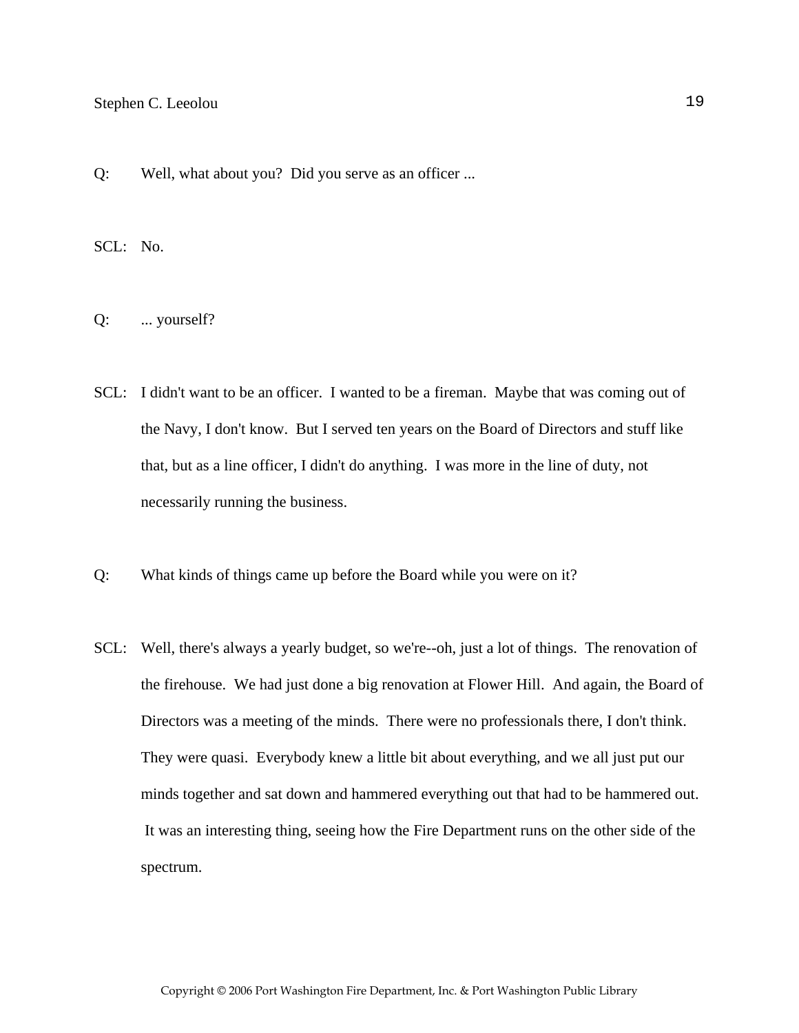Q: Well, what about you? Did you serve as an officer ...

SCL: No.

Q: ... yourself?

SCL: I didn't want to be an officer. I wanted to be a fireman. Maybe that was coming out of the Navy, I don't know. But I served ten years on the Board of Directors and stuff like that, but as a line officer, I didn't do anything. I was more in the line of duty, not necessarily running the business.

Q: What kinds of things came up before the Board while you were on it?

SCL: Well, there's always a yearly budget, so we're--oh, just a lot of things. The renovation of the firehouse. We had just done a big renovation at Flower Hill. And again, the Board of Directors was a meeting of the minds. There were no professionals there, I don't think. They were quasi. Everybody knew a little bit about everything, and we all just put our minds together and sat down and hammered everything out that had to be hammered out. It was an interesting thing, seeing how the Fire Department runs on the other side of the spectrum.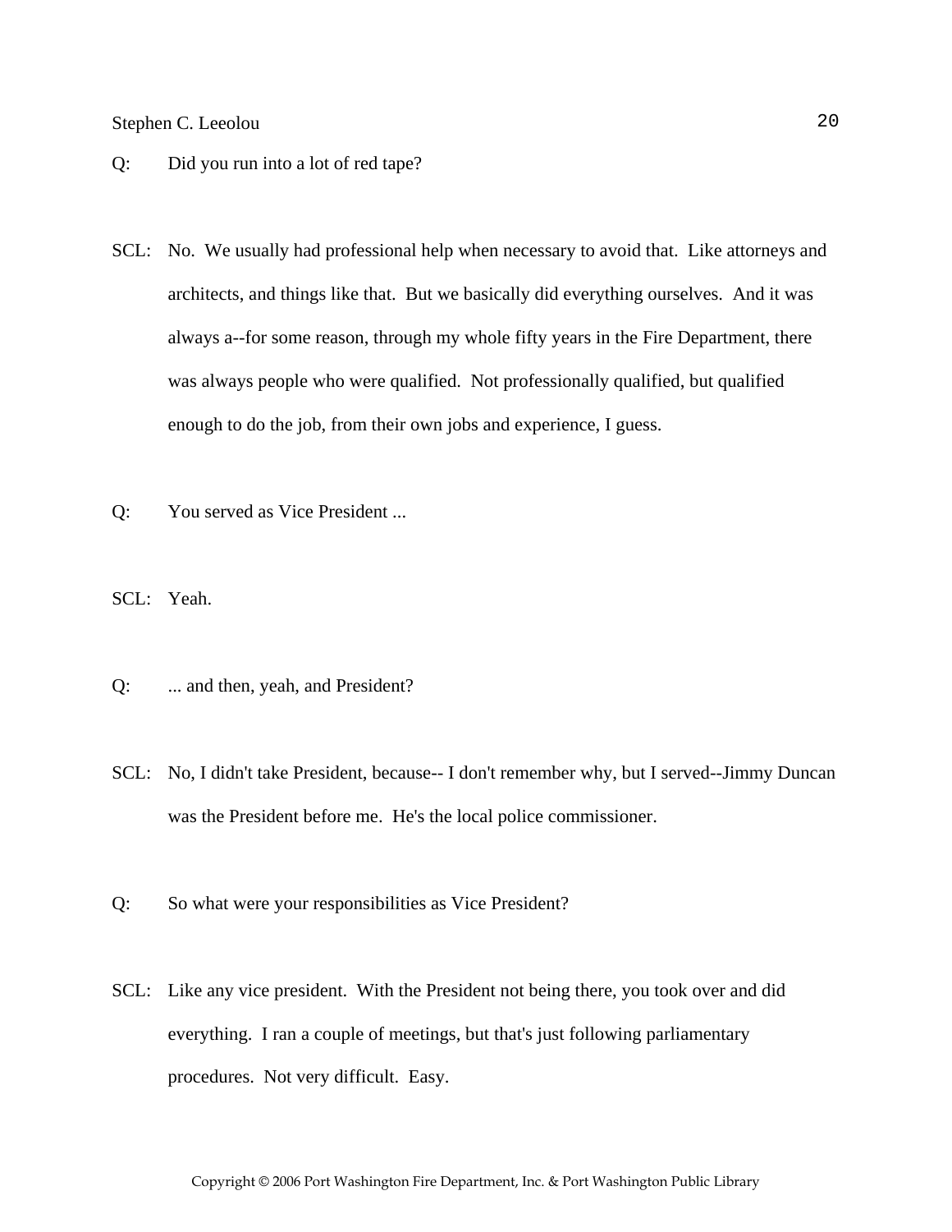Q: Did you run into a lot of red tape?

SCL: No. We usually had professional help when necessary to avoid that. Like attorneys and architects, and things like that. But we basically did everything ourselves. And it was always a--for some reason, through my whole fifty years in the Fire Department, there was always people who were qualified. Not professionally qualified, but qualified enough to do the job, from their own jobs and experience, I guess.

Q: You served as Vice President ...

SCL: Yeah.

Q: ... and then, yeah, and President?

SCL: No, I didn't take President, because-- I don't remember why, but I served--Jimmy Duncan was the President before me. He's the local police commissioner.

Q: So what were your responsibilities as Vice President?

SCL: Like any vice president. With the President not being there, you took over and did everything. I ran a couple of meetings, but that's just following parliamentary procedures. Not very difficult. Easy.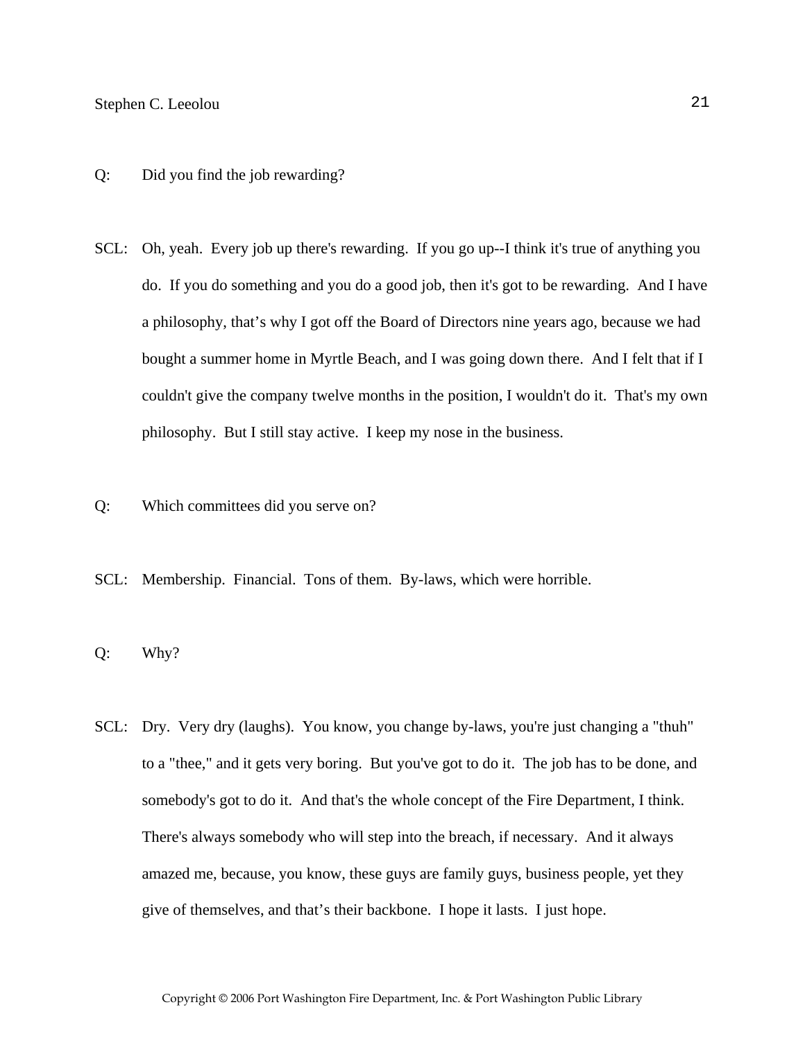Q: Did you find the job rewarding?

SCL: Oh, yeah. Every job up there's rewarding. If you go up--I think it's true of anything you do. If you do something and you do a good job, then it's got to be rewarding. And I have a philosophy, that's why I got off the Board of Directors nine years ago, because we had bought a summer home in Myrtle Beach, and I was going down there. And I felt that if I couldn't give the company twelve months in the position, I wouldn't do it. That's my own philosophy. But I still stay active. I keep my nose in the business.

Q: Which committees did you serve on?

SCL: Membership. Financial. Tons of them. By-laws, which were horrible.

Q: Why?

SCL: Dry. Very dry (laughs). You know, you change by-laws, you're just changing a "thuh" to a "thee," and it gets very boring. But you've got to do it. The job has to be done, and somebody's got to do it. And that's the whole concept of the Fire Department, I think. There's always somebody who will step into the breach, if necessary. And it always amazed me, because, you know, these guys are family guys, business people, yet they give of themselves, and that's their backbone. I hope it lasts. I just hope.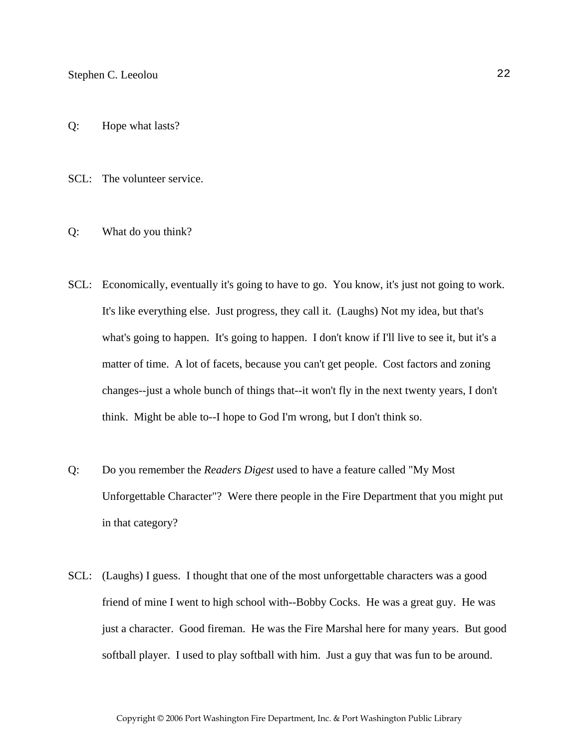Q: Hope what lasts?

SCL: The volunteer service.

Q: What do you think?

SCL: Economically, eventually it's going to have to go. You know, it's just not going to work. It's like everything else. Just progress, they call it. (Laughs) Not my idea, but that's what's going to happen. It's going to happen. I don't know if I'll live to see it, but it's a matter of time. A lot of facets, because you can't get people. Cost factors and zoning changes--just a whole bunch of things that--it won't fly in the next twenty years, I don't think. Might be able to--I hope to God I'm wrong, but I don't think so.

Q: Do you remember the *Readers Digest* used to have a feature called "My Most Unforgettable Character"? Were there people in the Fire Department that you might put in that category?

SCL: (Laughs) I guess. I thought that one of the most unforgettable characters was a good friend of mine I went to high school with--Bobby Cocks. He was a great guy. He was just a character. Good fireman. He was the Fire Marshal here for many years. But good softball player. I used to play softball with him. Just a guy that was fun to be around.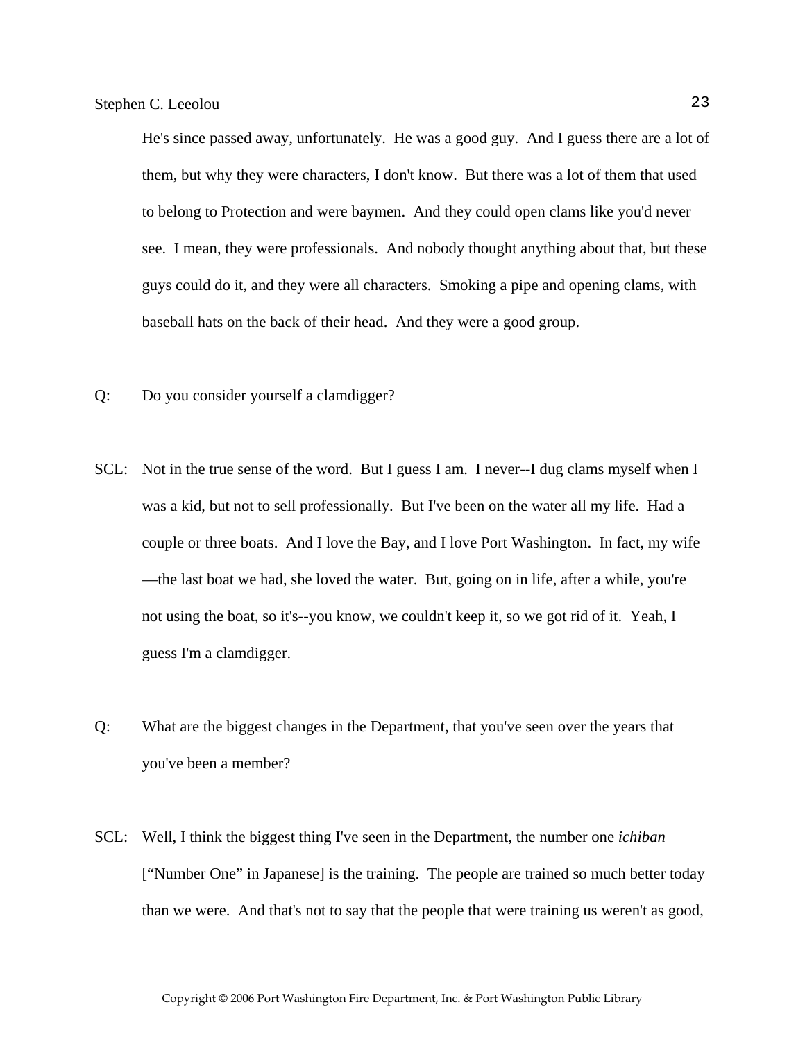He's since passed away, unfortunately. He was a good guy. And I guess there are a lot of them, but why they were characters, I don't know. But there was a lot of them that used to belong to Protection and were baymen. And they could open clams like you'd never see. I mean, they were professionals. And nobody thought anything about that, but these guys could do it, and they were all characters. Smoking a pipe and opening clams, with baseball hats on the back of their head. And they were a good group.

Q: Do you consider yourself a clamdigger?

SCL: Not in the true sense of the word. But I guess I am. I never--I dug clams myself when I was a kid, but not to sell professionally. But I've been on the water all my life. Had a couple or three boats. And I love the Bay, and I love Port Washington. In fact, my wife—the last boat we had, she loved the water. But, going on in life, after a while, you're not using the boat, so it's--you know, we couldn't keep it, so we got rid of it. Yeah, I guess I'm a clamdigger.

Q: What are the biggest changes in the Department, that you've seen over the years that you've been a member?

SCL: Well, I think the biggest thing I've seen in the Department, the number one *ichiban* [“Number One” in Japanese] is the training. The people are trained so much better today than we were. And that's not to say that the people that were training us weren't as good,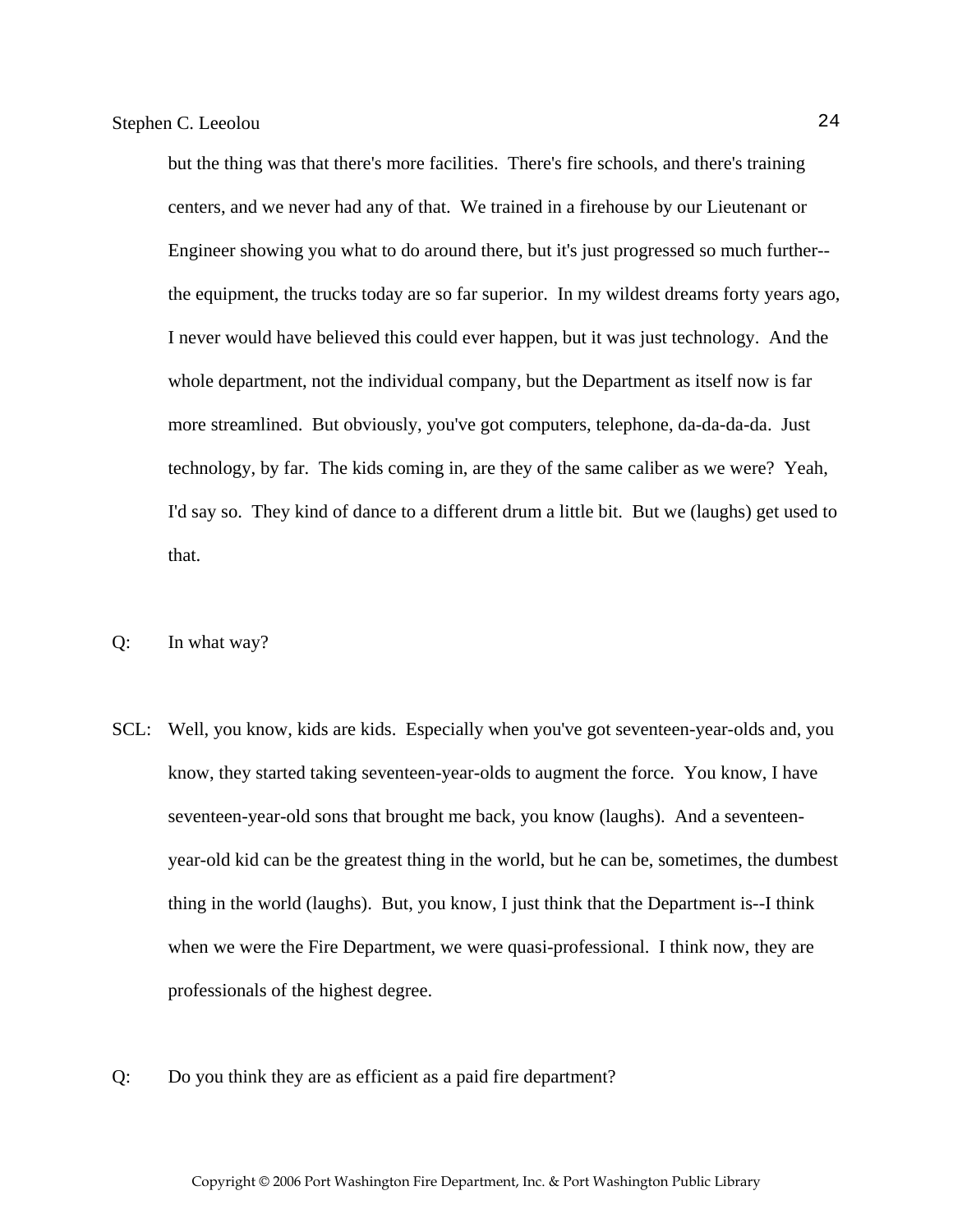but the thing was that there's more facilities. There's fire schools, and there's training centers, and we never had any of that. We trained in a firehouse by our Lieutenant or Engineer showing you what to do around there, but it's just progressed so much further--the equipment, the trucks today are so far superior. In my wildest dreams forty years ago, I never would have believed this could ever happen, but it was just technology. And the whole department, not the individual company, but the Department as itself now is far more streamlined. But obviously, you've got computers, telephone, da-da-da-da. Just technology, by far. The kids coming in, are they of the same caliber as we were? Yeah, I'd say so. They kind of dance to a different drum a little bit. But we (laughs) get used to that.

Q: In what way?

SCL: Well, you know, kids are kids. Especially when you've got seventeen-year-olds and, you know, they started taking seventeen-year-olds to augment the force. You know, I have seventeen-year-old sons that brought me back, you know (laughs). And a seventeen-year-old kid can be the greatest thing in the world, but he can be, sometimes, the dumbest thing in the world (laughs). But, you know, I just think that the Department is--I think when we were the Fire Department, we were quasi-professional. I think now, they are professionals of the highest degree.

Q: Do you think they are as efficient as a paid fire department?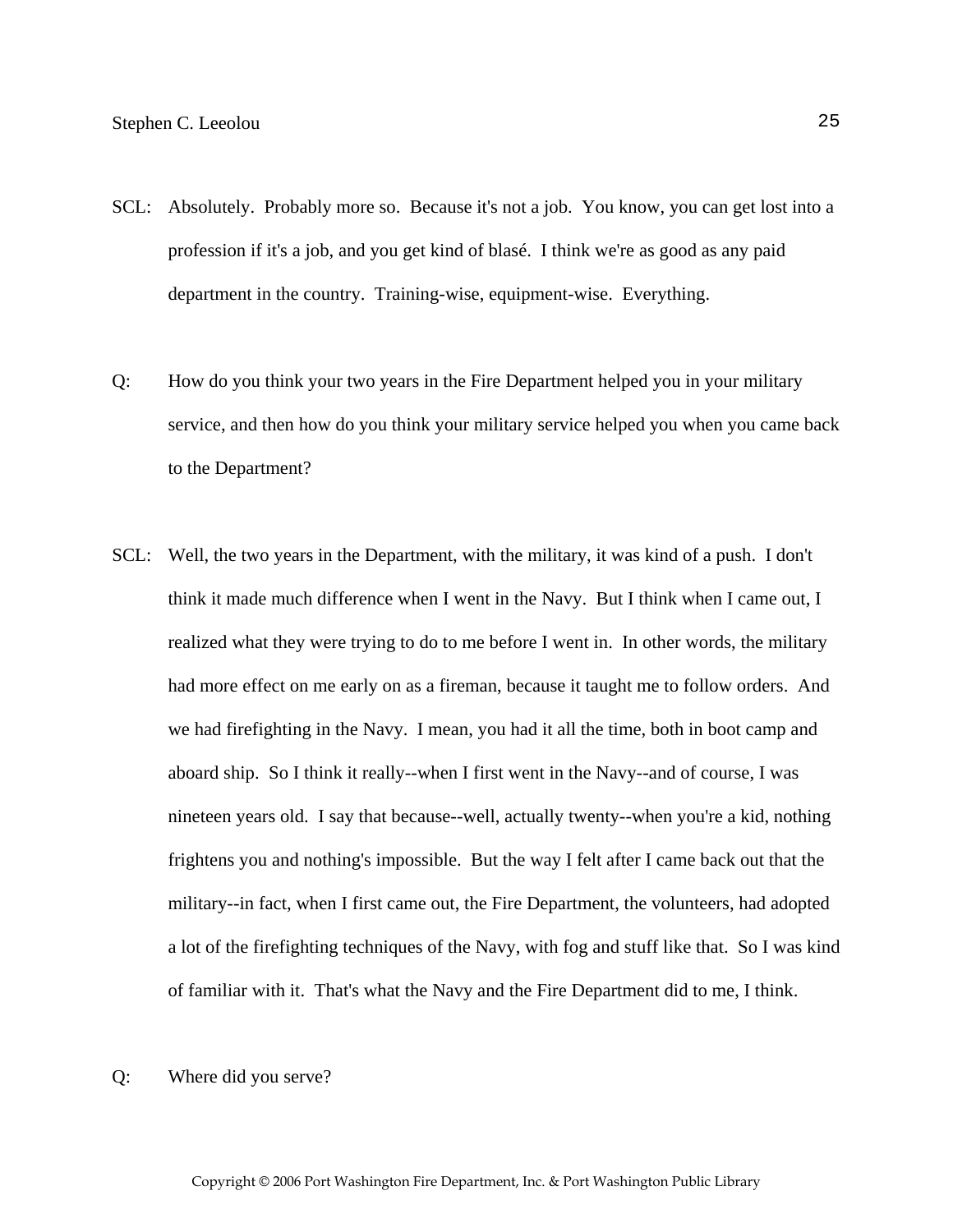SCL: Absolutely. Probably more so. Because it's not a job. You know, you can get lost into a profession if it's a job, and you get kind of blasé. I think we're as good as any paid department in the country. Training-wise, equipment-wise. Everything.

Q: How do you think your two years in the Fire Department helped you in your military service, and then how do you think your military service helped you when you came back to the Department?

SCL: Well, the two years in the Department, with the military, it was kind of a push. I don't think it made much difference when I went in the Navy. But I think when I came out, I realized what they were trying to do to me before I went in. In other words, the military had more effect on me early on as a fireman, because it taught me to follow orders. And we had firefighting in the Navy. I mean, you had it all the time, both in boot camp and aboard ship. So I think it really--when I first went in the Navy--and of course, I was nineteen years old. I say that because--well, actually twenty--when you're a kid, nothing frightens you and nothing's impossible. But the way I felt after I came back out that the military--in fact, when I first came out, the Fire Department, the volunteers, had adopted a lot of the firefighting techniques of the Navy, with fog and stuff like that. So I was kind of familiar with it. That's what the Navy and the Fire Department did to me, I think.

Q: Where did you serve?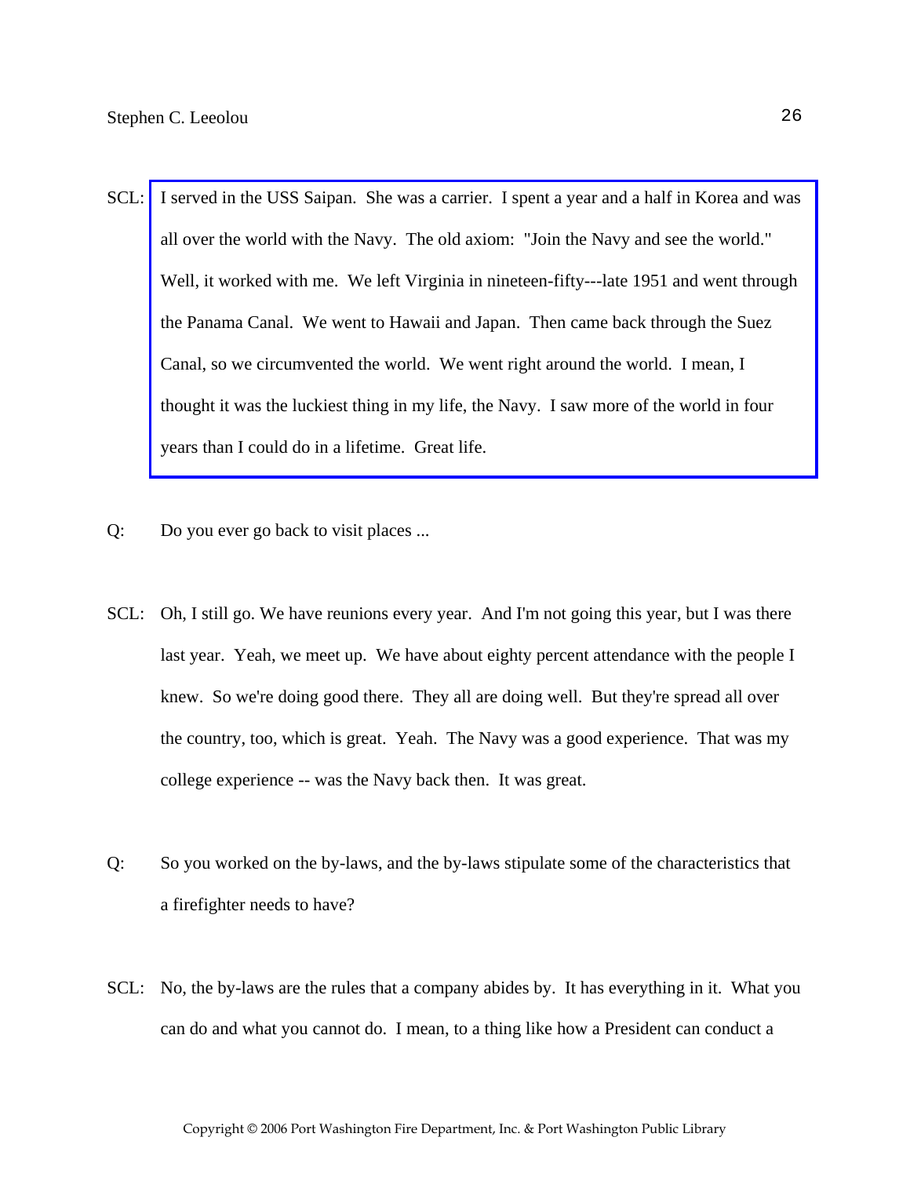SCL: I served in the USS Saipan. She was a carrier. I spent a year and a half in Korea and was all over the world with the Navy. The old axiom: "Join the Navy and see the world." Well, it worked with me. We left Virginia in nineteen-fifty---late 1951 and went through the Panama Canal. We went to Hawaii and Japan. Then came back through the Suez Canal, so we circumvented the world. We went right around the world. I mean, I thought it was the luckiest thing in my life, the Navy. I saw more of the world in four years than I could do in a lifetime. Great life.

Q: Do you ever go back to visit places ...

SCL: Oh, I still go. We have reunions every year. And I'm not going this year, but I was there last year. Yeah, we meet up. We have about eighty percent attendance with the people I knew. So we're doing good there. They all are doing well. But they're spread all over the country, too, which is great. Yeah. The Navy was a good experience. That was my college experience -- was the Navy back then. It was great.

Q: So you worked on the by-laws, and the by-laws stipulate some of the characteristics that a firefighter needs to have?

SCL: No, the by-laws are the rules that a company abides by. It has everything in it. What you can do and what you cannot do. I mean, to a thing like how a President can conduct a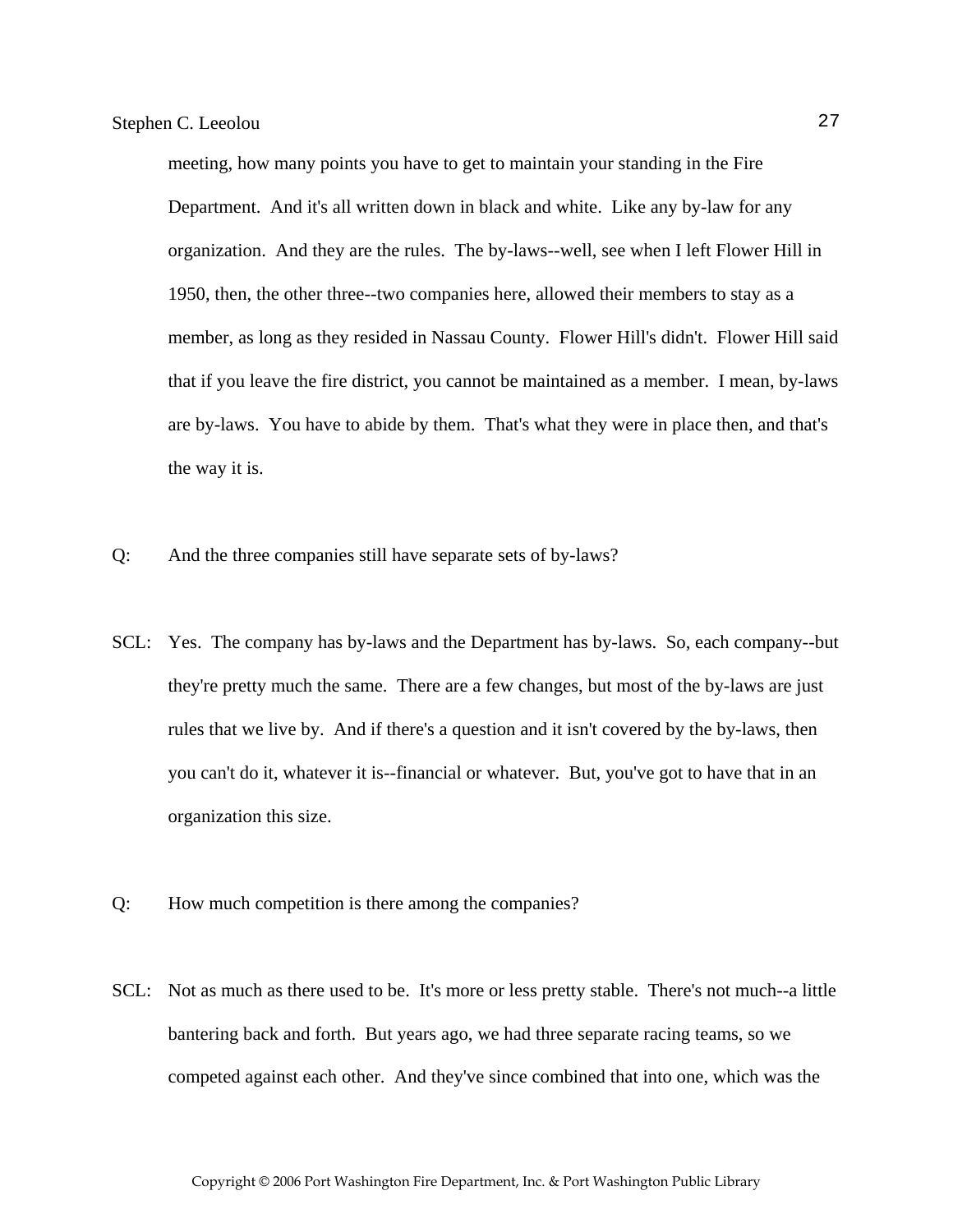meeting, how many points you have to get to maintain your standing in the Fire Department. And it's all written down in black and white. Like any by-law for any organization. And they are the rules. The by-laws--well, see when I left Flower Hill in 1950, then, the other three--two companies here, allowed their members to stay as a member, as long as they resided in Nassau County. Flower Hill's didn't. Flower Hill said that if you leave the fire district, you cannot be maintained as a member. I mean, by-laws are by-laws. You have to abide by them. That's what they were in place then, and that's the way it is.

Q: And the three companies still have separate sets of by-laws?

SCL: Yes. The company has by-laws and the Department has by-laws. So, each company--but they're pretty much the same. There are a few changes, but most of the by-laws are just rules that we live by. And if there's a question and it isn't covered by the by-laws, then you can't do it, whatever it is--financial or whatever. But, you've got to have that in an organization this size.

Q: How much competition is there among the companies?

SCL: Not as much as there used to be. It's more or less pretty stable. There's not much--a little bantering back and forth. But years ago, we had three separate racing teams, so we competed against each other. And they've since combined that into one, which was the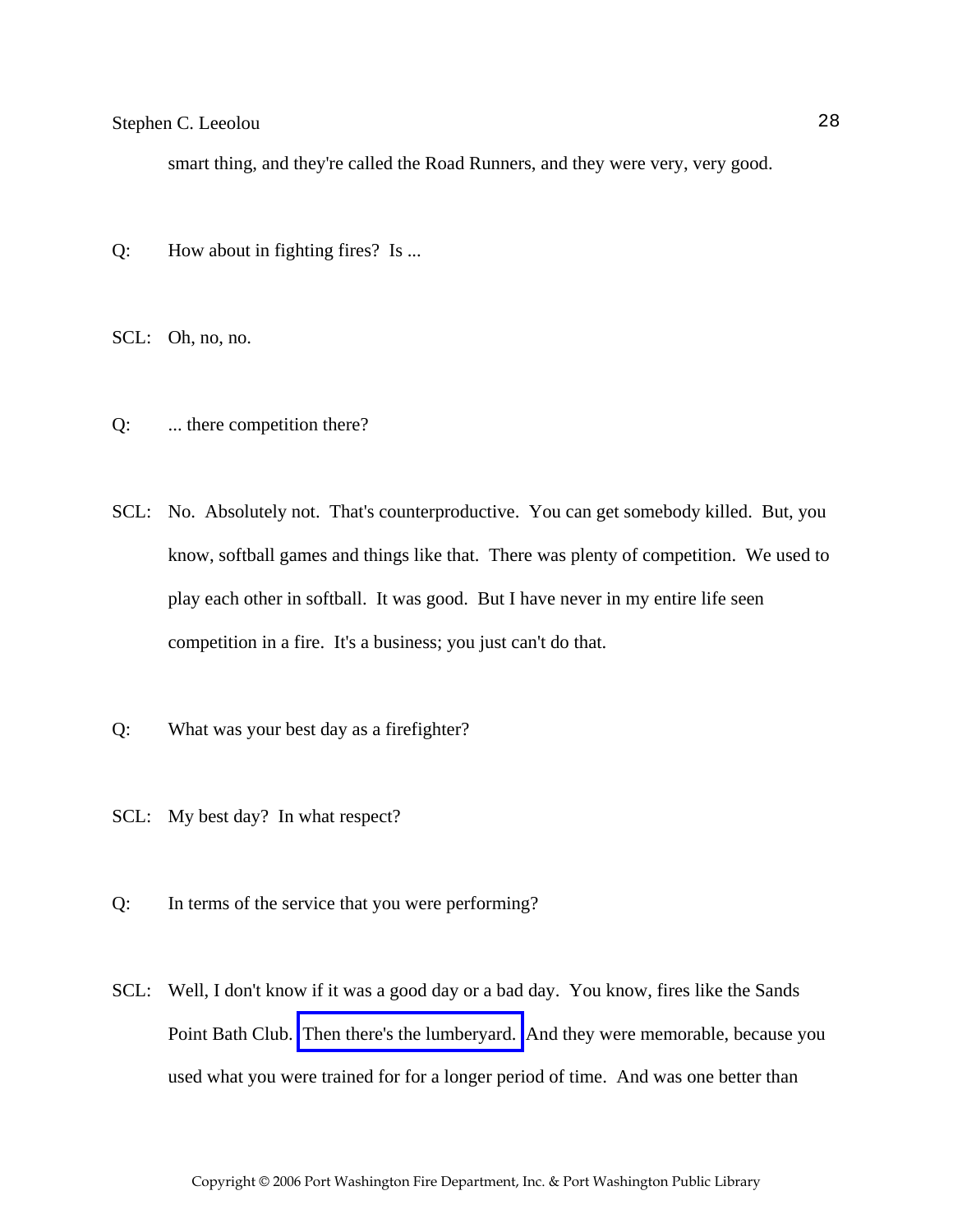smart thing, and they're called the Road Runners, and they were very, very good.

Q: How about in fighting fires? Is ...

SCL: Oh, no, no.

Q: ... there competition there?

SCL: No. Absolutely not. That's counterproductive. You can get somebody killed. But, you know, softball games and things like that. There was plenty of competition. We used to play each other in softball. It was good. But I have never in my entire life seen competition in a fire. It's a business; you just can't do that.

Q: What was your best day as a firefighter?

SCL: My best day? In what respect?

Q: In terms of the service that you were performing?

SCL: Well, I don't know if it was a good day or a bad day. You know, fires like the Sands Point Bath Club. Then there's the lumberyard. And they were memorable, because you used what you were trained for for a longer period of time. And was one better than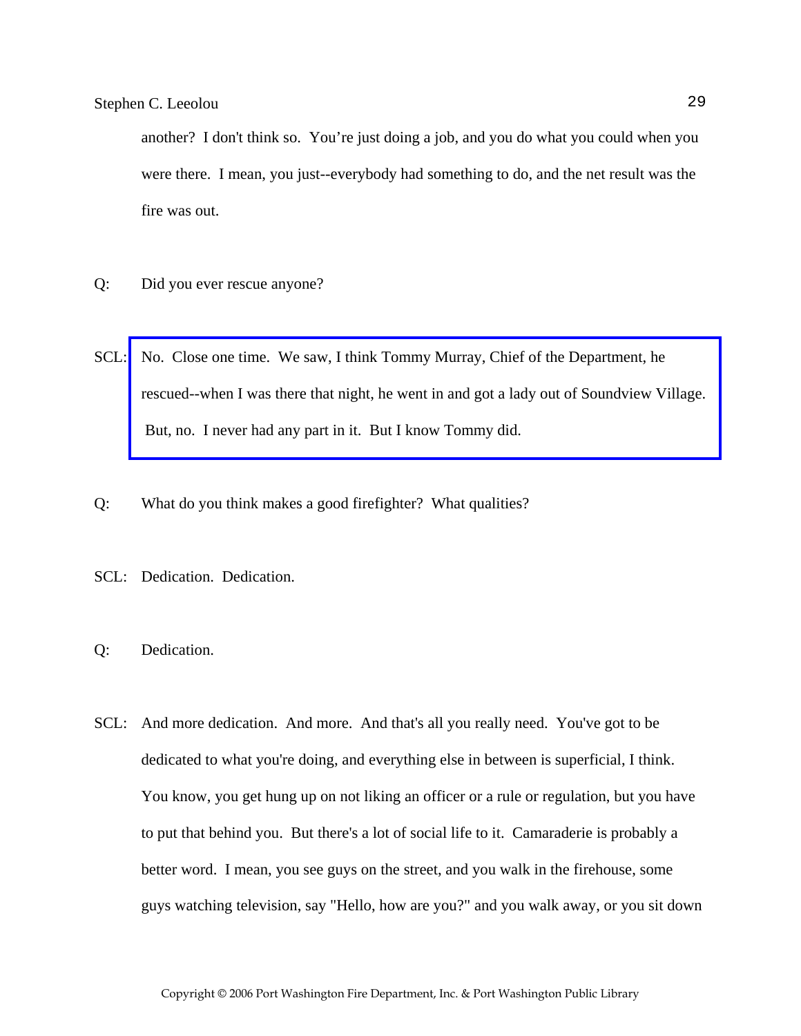another? I don't think so. You're just doing a job, and you do what you could when you were there. I mean, you just--everybody had something to do, and the net result was the fire was out.

Q: Did you ever rescue anyone?

SCL: No. Close one time. We saw, I think Tommy Murray, Chief of the Department, he rescued--when I was there that night, he went in and got a lady out of Soundview Village. But, no. I never had any part in it. But I know Tommy did.

Q: What do you think makes a good firefighter? What qualities?

SCL: Dedication. Dedication.

Q: Dedication.

SCL: And more dedication. And more. And that's all you really need. You've got to be dedicated to what you're doing, and everything else in between is superficial, I think. You know, you get hung up on not liking an officer or a rule or regulation, but you have to put that behind you. But there's a lot of social life to it. Camaraderie is probably a better word. I mean, you see guys on the street, and you walk in the firehouse, some guys watching television, say "Hello, how are you?" and you walk away, or you sit down

Copyright © 2006 Port Washington Fire Department, Inc. & Port Washington Public Library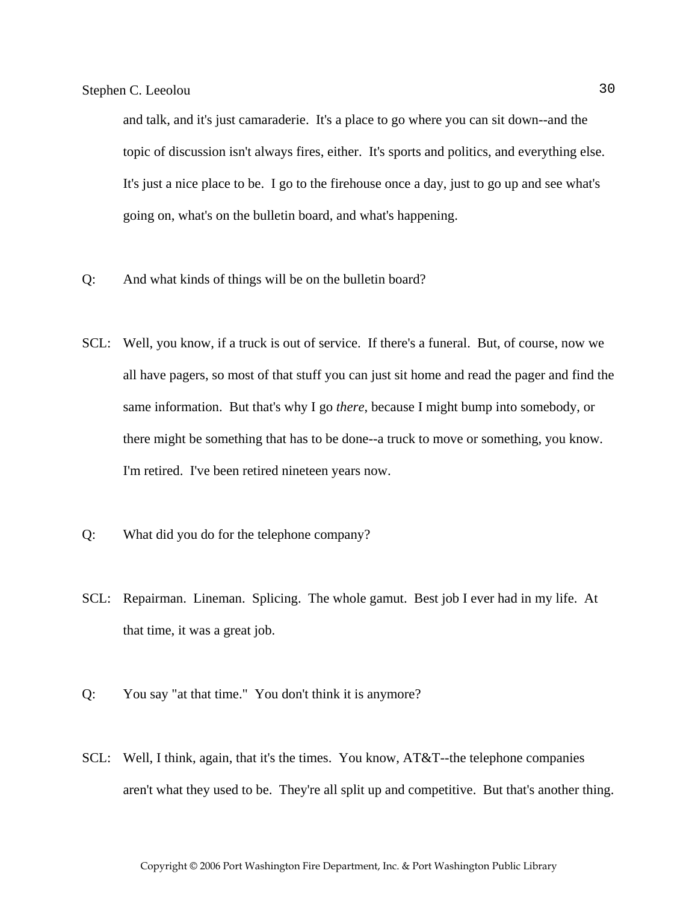and talk, and it's just camaraderie. It's a place to go where you can sit down--and the topic of discussion isn't always fires, either. It's sports and politics, and everything else. It's just a nice place to be. I go to the firehouse once a day, just to go up and see what's going on, what's on the bulletin board, and what's happening.

Q: And what kinds of things will be on the bulletin board?

SCL: Well, you know, if a truck is out of service. If there's a funeral. But, of course, now we all have pagers, so most of that stuff you can just sit home and read the pager and find the same information. But that's why I go *there*, because I might bump into somebody, or there might be something that has to be done--a truck to move or something, you know. I'm retired. I've been retired nineteen years now.

Q: What did you do for the telephone company?

SCL: Repairman. Lineman. Splicing. The whole gamut. Best job I ever had in my life. At that time, it was a great job.

Q: You say "at that time." You don't think it is anymore?

SCL: Well, I think, again, that it's the times. You know, AT&T--the telephone companies aren't what they used to be. They're all split up and competitive. But that's another thing.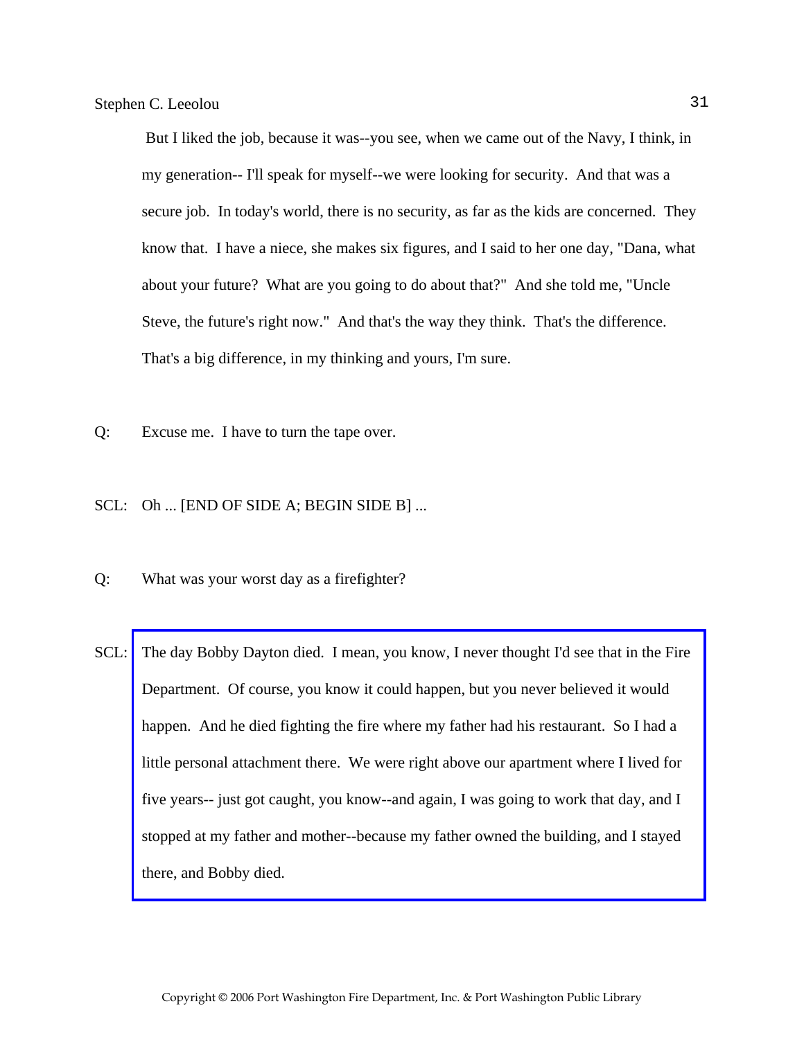But I liked the job, because it was--you see, when we came out of the Navy, I think, in my generation-- I'll speak for myself--we were looking for security. And that was a secure job. In today's world, there is no security, as far as the kids are concerned. They know that. I have a niece, she makes six figures, and I said to her one day, "Dana, what about your future? What are you going to do about that?" And she told me, "Uncle Steve, the future's right now." And that's the way they think. That's the difference. That's a big difference, in my thinking and yours, I'm sure.

Q: Excuse me. I have to turn the tape over.

SCL: Oh ... [END OF SIDE A; BEGIN SIDE B] ...

Q: What was your worst day as a firefighter?

SCL: The day Bobby Dayton died. I mean, you know, I never thought I'd see that in the Fire Department. Of course, you know it could happen, but you never believed it would happen. And he died fighting the fire where my father had his restaurant. So I had a little personal attachment there. We were right above our apartment where I lived for five years-- just got caught, you know--and again, I was going to work that day, and I stopped at my father and mother--because my father owned the building, and I stayed there, and Bobby died.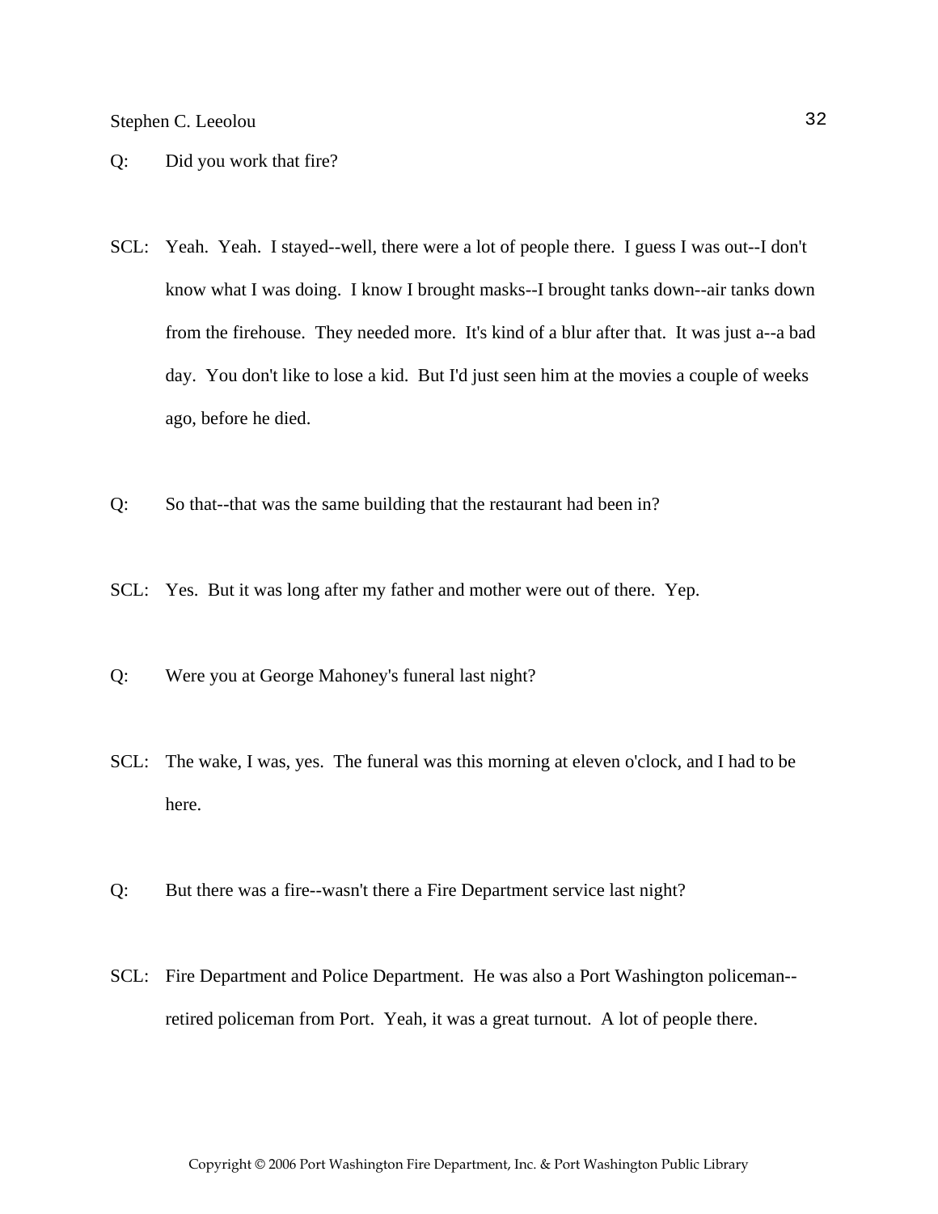Q: Did you work that fire?

SCL: Yeah. Yeah. I stayed--well, there were a lot of people there. I guess I was out--I don't know what I was doing. I know I brought masks--I brought tanks down--air tanks down from the firehouse. They needed more. It's kind of a blur after that. It was just a--a bad day. You don't like to lose a kid. But I'd just seen him at the movies a couple of weeks ago, before he died.

Q: So that--that was the same building that the restaurant had been in?

SCL: Yes. But it was long after my father and mother were out of there. Yep.

Q: Were you at George Mahoney's funeral last night?

SCL: The wake, I was, yes. The funeral was this morning at eleven o'clock, and I had to be here.

Q: But there was a fire--wasn't there a Fire Department service last night?

SCL: Fire Department and Police Department. He was also a Port Washington policeman--retired policeman from Port. Yeah, it was a great turnout. A lot of people there.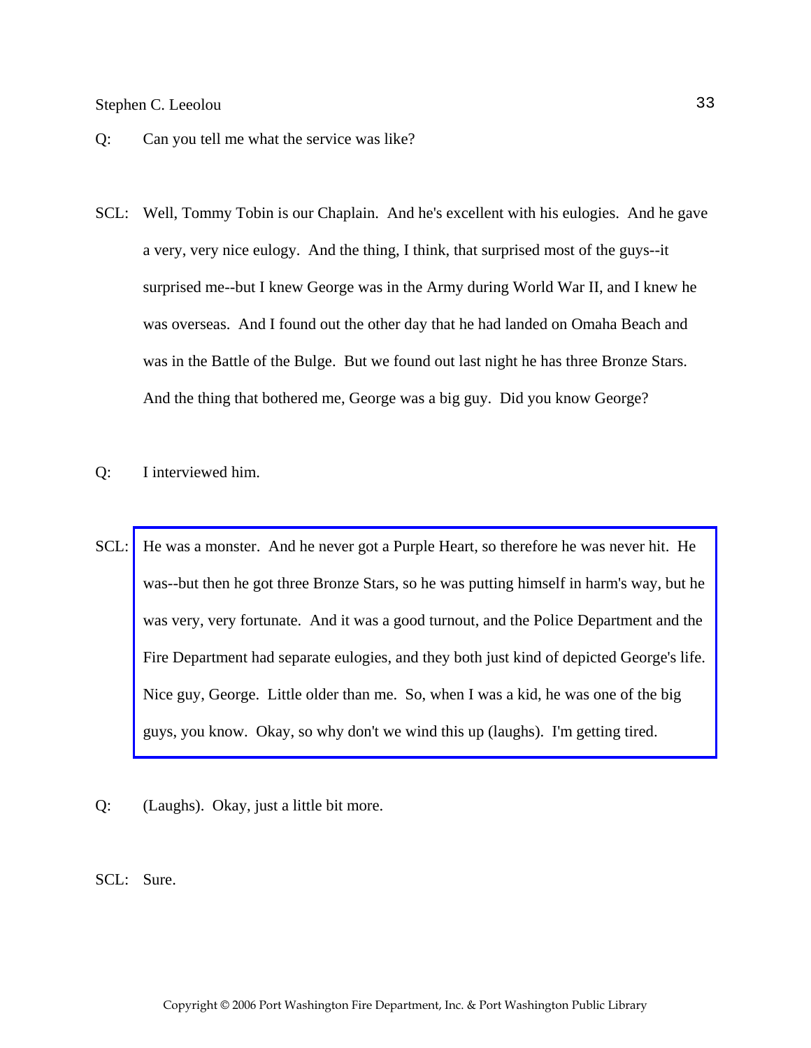Q: Can you tell me what the service was like?

SCL: Well, Tommy Tobin is our Chaplain. And he's excellent with his eulogies. And he gave a very, very nice eulogy. And the thing, I think, that surprised most of the guys--it surprised me--but I knew George was in the Army during World War II, and I knew he was overseas. And I found out the other day that he had landed on Omaha Beach and was in the Battle of the Bulge. But we found out last night he has three Bronze Stars. And the thing that bothered me, George was a big guy. Did you know George?

Q: I interviewed him.

SCL: He was a monster. And he never got a Purple Heart, so therefore he was never hit. He was--but then he got three Bronze Stars, so he was putting himself in harm's way, but he was very, very fortunate. And it was a good turnout, and the Police Department and the Fire Department had separate eulogies, and they both just kind of depicted George's life. Nice guy, George. Little older than me. So, when I was a kid, he was one of the big guys, you know. Okay, so why don't we wind this up (laughs). I'm getting tired.

Q: (Laughs). Okay, just a little bit more.

SCL: Sure.

Copyright © 2006 Port Washington Fire Department, Inc. & Port Washington Public Library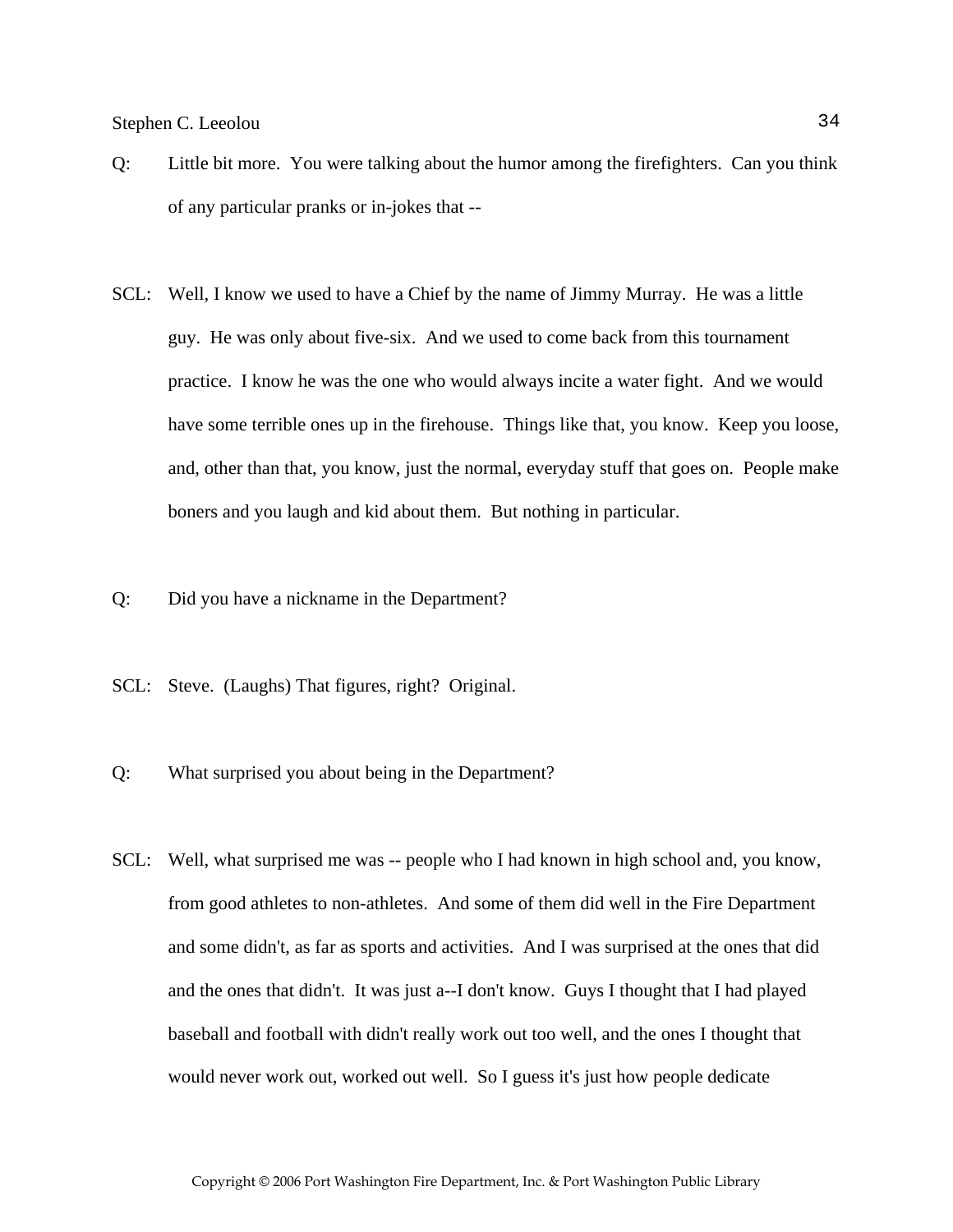Q: Little bit more. You were talking about the humor among the firefighters. Can you think of any particular pranks or in-jokes that --

SCL: Well, I know we used to have a Chief by the name of Jimmy Murray. He was a little guy. He was only about five-six. And we used to come back from this tournament practice. I know he was the one who would always incite a water fight. And we would have some terrible ones up in the firehouse. Things like that, you know. Keep you loose, and, other than that, you know, just the normal, everyday stuff that goes on. People make boners and you laugh and kid about them. But nothing in particular.

Q: Did you have a nickname in the Department?

SCL: Steve. (Laughs) That figures, right? Original.

Q: What surprised you about being in the Department?

SCL: Well, what surprised me was -- people who I had known in high school and, you know, from good athletes to non-athletes. And some of them did well in the Fire Department and some didn't, as far as sports and activities. And I was surprised at the ones that did and the ones that didn't. It was just a--I don't know. Guys I thought that I had played baseball and football with didn't really work out too well, and the ones I thought that would never work out, worked out well. So I guess it's just how people dedicate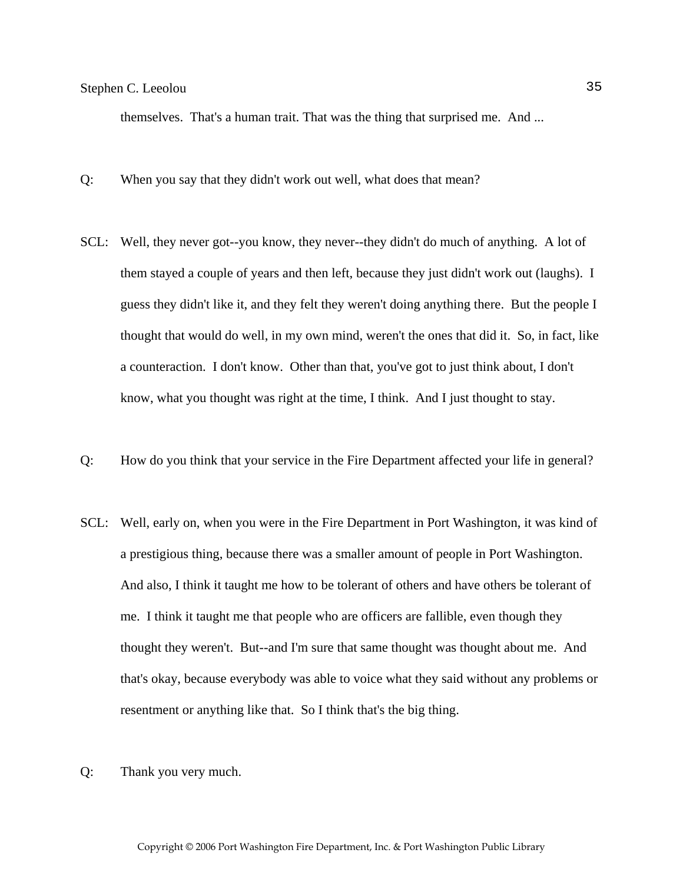themselves. That's a human trait. That was the thing that surprised me. And ...

Q: When you say that they didn't work out well, what does that mean?

SCL: Well, they never got--you know, they never--they didn't do much of anything. A lot of them stayed a couple of years and then left, because they just didn't work out (laughs). I guess they didn't like it, and they felt they weren't doing anything there. But the people I thought that would do well, in my own mind, weren't the ones that did it. So, in fact, like a counteraction. I don't know. Other than that, you've got to just think about, I don't know, what you thought was right at the time, I think. And I just thought to stay.

Q: How do you think that your service in the Fire Department affected your life in general?

SCL: Well, early on, when you were in the Fire Department in Port Washington, it was kind of a prestigious thing, because there was a smaller amount of people in Port Washington. And also, I think it taught me how to be tolerant of others and have others be tolerant of me. I think it taught me that people who are officers are fallible, even though they thought they weren't. But--and I'm sure that same thought was thought about me. And that's okay, because everybody was able to voice what they said without any problems or resentment or anything like that. So I think that's the big thing.

Q: Thank you very much.

Copyright © 2006 Port Washington Fire Department, Inc. & Port Washington Public Library